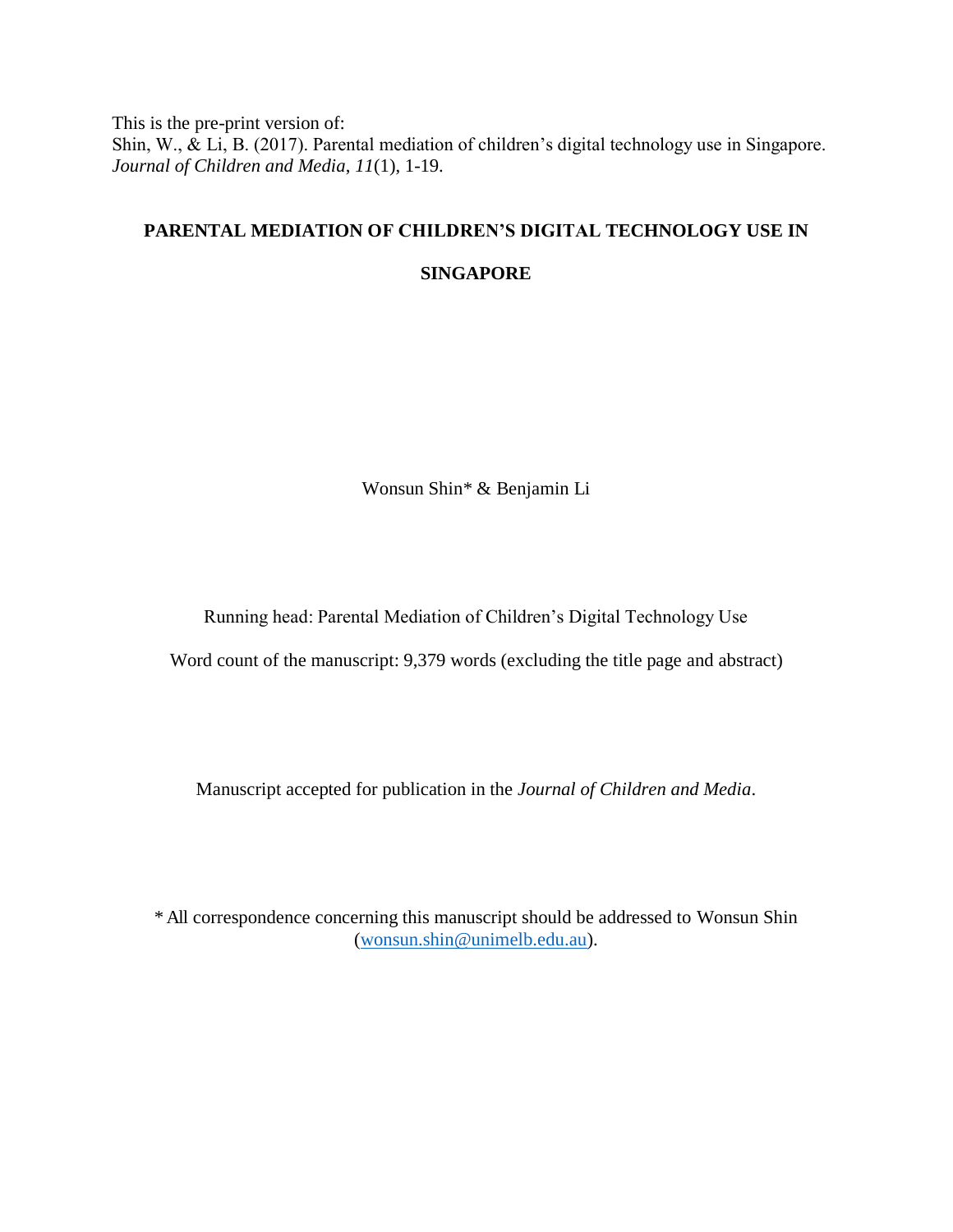This is the pre-print version of:
Shin, W., & Li, B. (2017). Parental mediation of children's digital technology use in Singapore. *Journal of Children and Media*, *11*(1), 1-19.

# PARENTAL MEDIATION OF CHILDREN'S DIGITAL TECHNOLOGY USE IN SINGAPORE

Wonsun Shin* & Benjamin Li

Running head: Parental Mediation of Children's Digital Technology Use

Word count of the manuscript: 9,379 words (excluding the title page and abstract)

Manuscript accepted for publication in the *Journal of Children and Media*.

* All correspondence concerning this manuscript should be addressed to Wonsun Shin (wonsun.shin@unimelb.edu.au).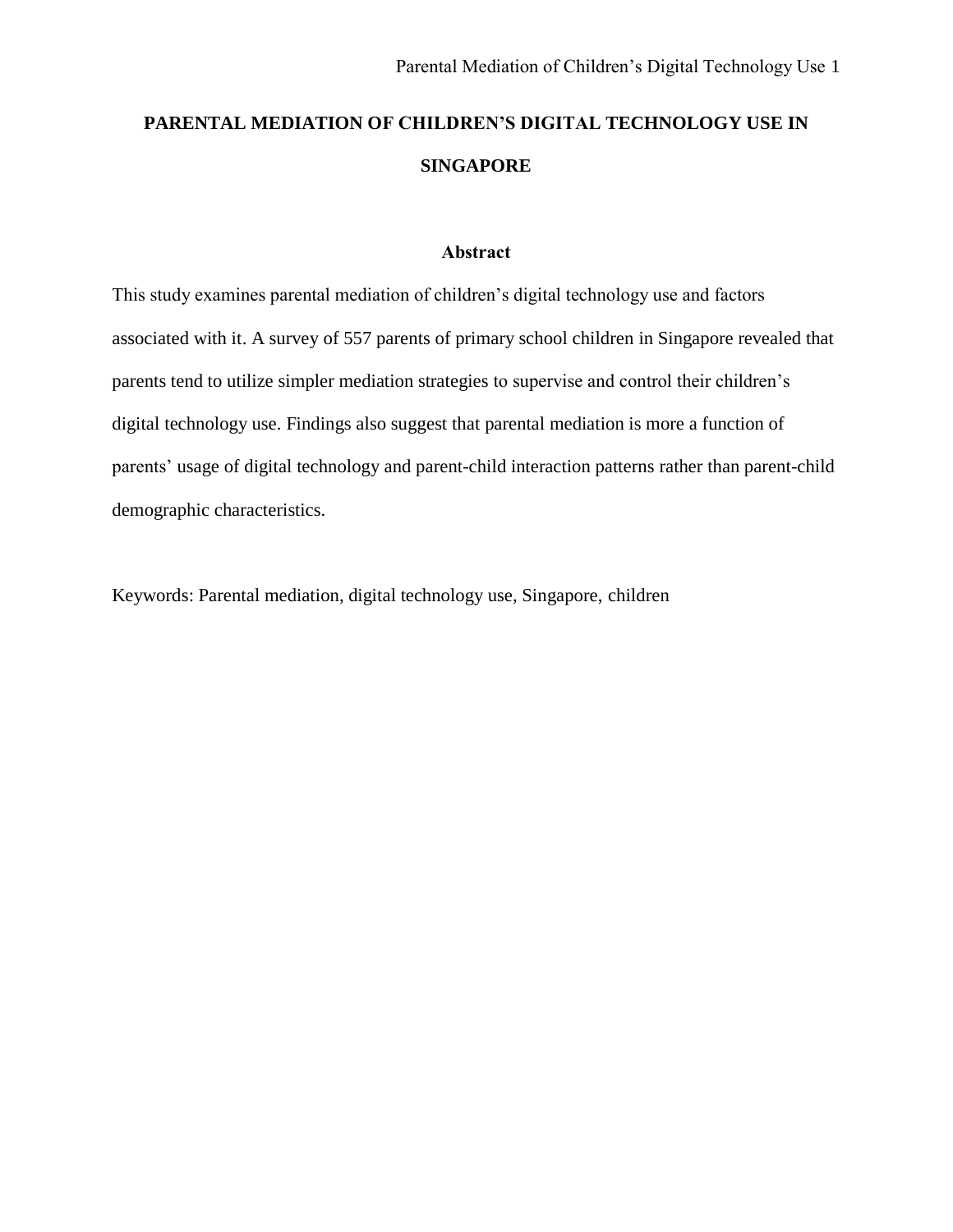# PARENTAL MEDIATION OF CHILDREN'S DIGITAL TECHNOLOGY USE IN SINGAPORE

## Abstract

This study examines parental mediation of children's digital technology use and factors associated with it. A survey of 557 parents of primary school children in Singapore revealed that parents tend to utilize simpler mediation strategies to supervise and control their children's digital technology use. Findings also suggest that parental mediation is more a function of parents' usage of digital technology and parent-child interaction patterns rather than parent-child demographic characteristics.

Keywords: Parental mediation, digital technology use, Singapore, children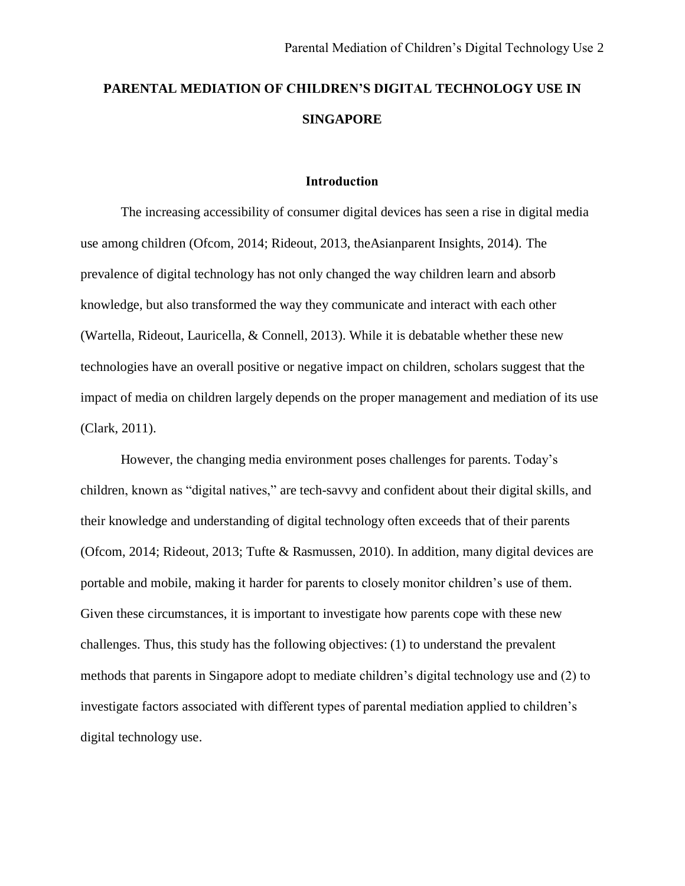# PARENTAL MEDIATION OF CHILDREN'S DIGITAL TECHNOLOGY USE IN SINGAPORE

## Introduction

The increasing accessibility of consumer digital devices has seen a rise in digital media use among children (Ofcom, 2014; Rideout, 2013, theAsianparent Insights, 2014). The prevalence of digital technology has not only changed the way children learn and absorb knowledge, but also transformed the way they communicate and interact with each other (Wartella, Rideout, Lauricella, & Connell, 2013). While it is debatable whether these new technologies have an overall positive or negative impact on children, scholars suggest that the impact of media on children largely depends on the proper management and mediation of its use (Clark, 2011).

However, the changing media environment poses challenges for parents. Today's children, known as "digital natives," are tech-savvy and confident about their digital skills, and their knowledge and understanding of digital technology often exceeds that of their parents (Ofcom, 2014; Rideout, 2013; Tufte & Rasmussen, 2010). In addition, many digital devices are portable and mobile, making it harder for parents to closely monitor children's use of them. Given these circumstances, it is important to investigate how parents cope with these new challenges. Thus, this study has the following objectives: (1) to understand the prevalent methods that parents in Singapore adopt to mediate children's digital technology use and (2) to investigate factors associated with different types of parental mediation applied to children's digital technology use.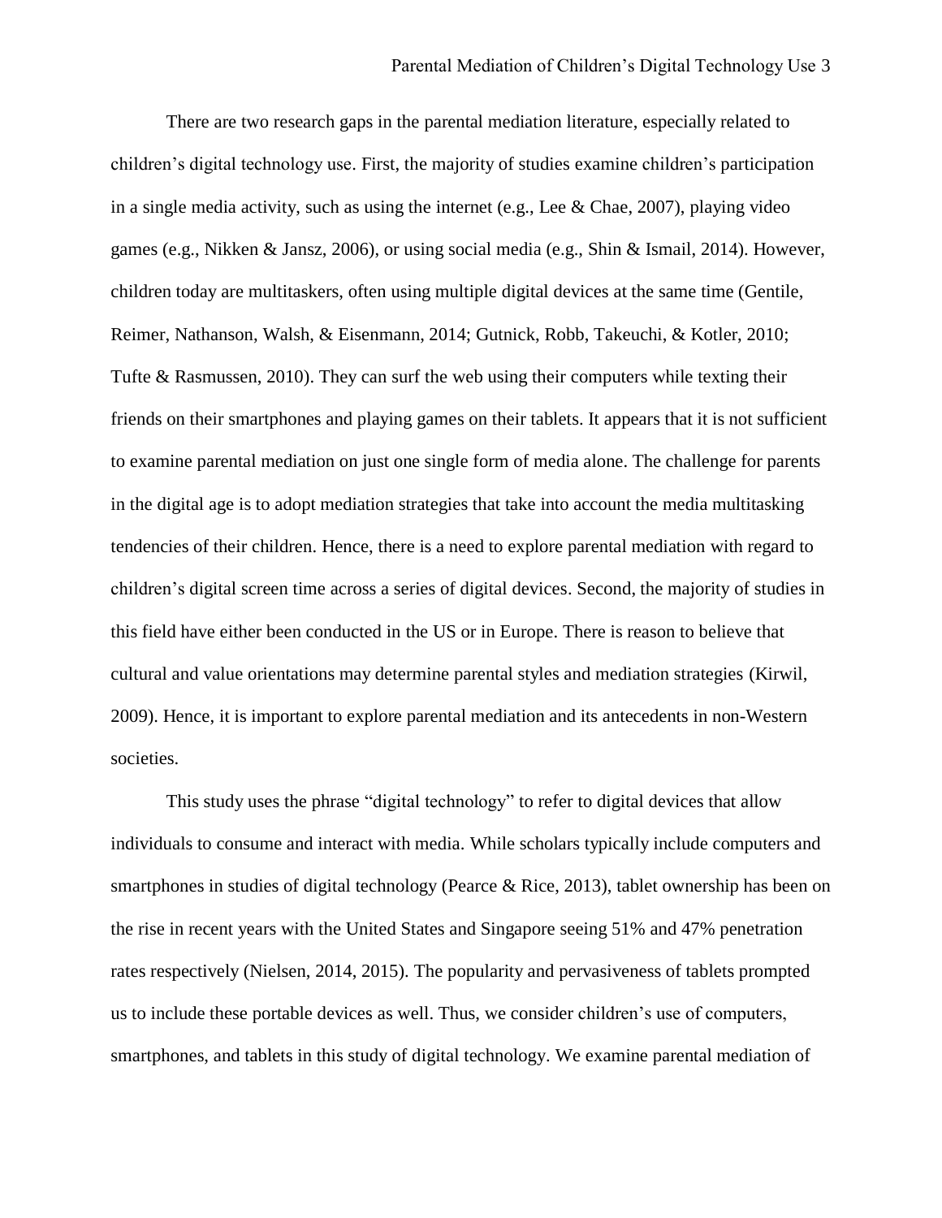There are two research gaps in the parental mediation literature, especially related to children's digital technology use. First, the majority of studies examine children's participation in a single media activity, such as using the internet (e.g., Lee & Chae, 2007), playing video games (e.g., Nikken & Jansz, 2006), or using social media (e.g., Shin & Ismail, 2014). However, children today are multitaskers, often using multiple digital devices at the same time (Gentile, Reimer, Nathanson, Walsh, & Eisenmann, 2014; Gutnick, Robb, Takeuchi, & Kotler, 2010; Tufte & Rasmussen, 2010). They can surf the web using their computers while texting their friends on their smartphones and playing games on their tablets. It appears that it is not sufficient to examine parental mediation on just one single form of media alone. The challenge for parents in the digital age is to adopt mediation strategies that take into account the media multitasking tendencies of their children. Hence, there is a need to explore parental mediation with regard to children's digital screen time across a series of digital devices. Second, the majority of studies in this field have either been conducted in the US or in Europe. There is reason to believe that cultural and value orientations may determine parental styles and mediation strategies (Kirwil, 2009). Hence, it is important to explore parental mediation and its antecedents in non-Western societies.

This study uses the phrase "digital technology" to refer to digital devices that allow individuals to consume and interact with media. While scholars typically include computers and smartphones in studies of digital technology (Pearce & Rice, 2013), tablet ownership has been on the rise in recent years with the United States and Singapore seeing 51% and 47% penetration rates respectively (Nielsen, 2014, 2015). The popularity and pervasiveness of tablets prompted us to include these portable devices as well. Thus, we consider children's use of computers, smartphones, and tablets in this study of digital technology. We examine parental mediation of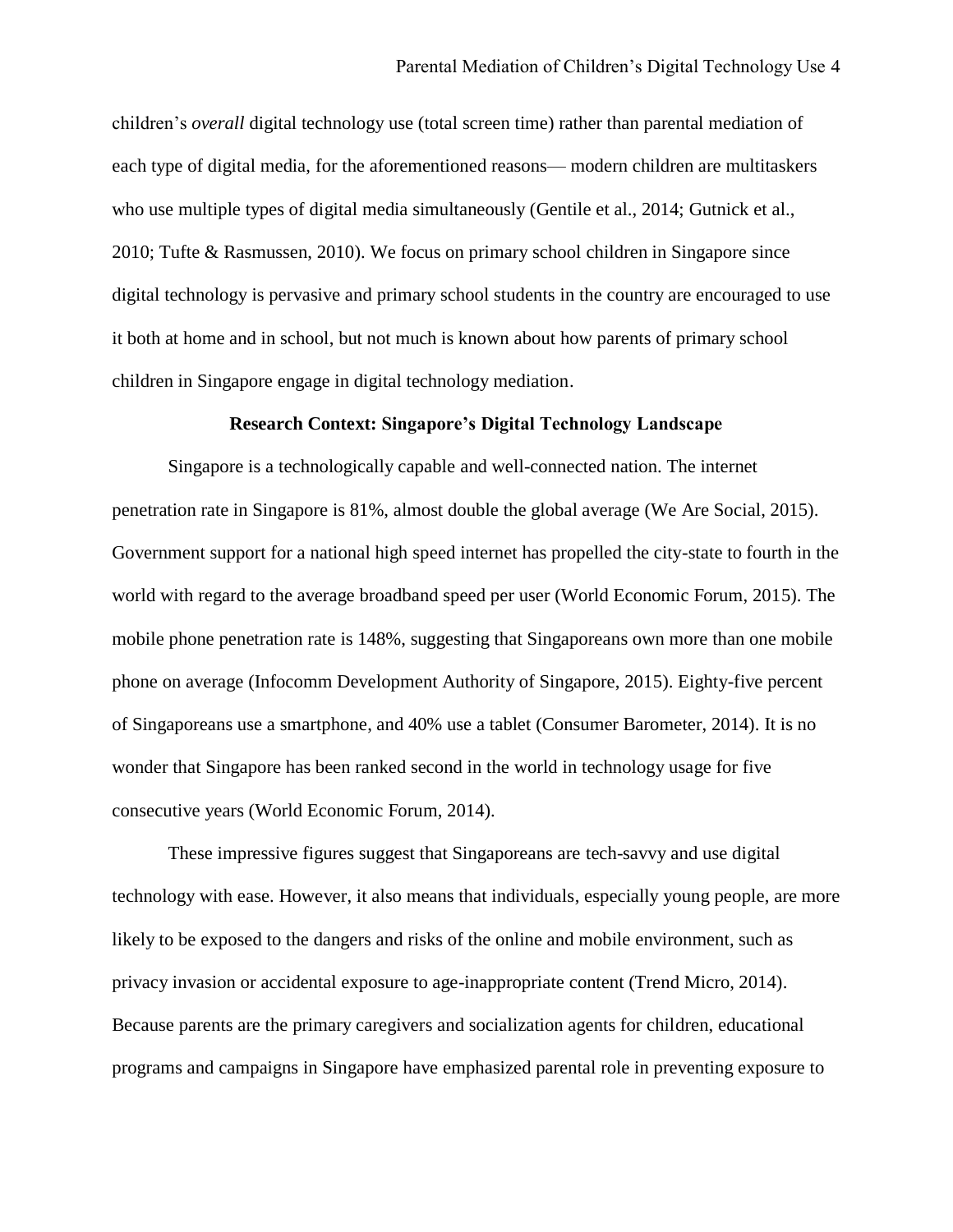children's *overall* digital technology use (total screen time) rather than parental mediation of each type of digital media, for the aforementioned reasons— modern children are multitaskers who use multiple types of digital media simultaneously (Gentile et al., 2014; Gutnick et al., 2010; Tufte & Rasmussen, 2010). We focus on primary school children in Singapore since digital technology is pervasive and primary school students in the country are encouraged to use it both at home and in school, but not much is known about how parents of primary school children in Singapore engage in digital technology mediation.

## Research Context: Singapore's Digital Technology Landscape

Singapore is a technologically capable and well-connected nation. The internet penetration rate in Singapore is 81%, almost double the global average (We Are Social, 2015). Government support for a national high speed internet has propelled the city-state to fourth in the world with regard to the average broadband speed per user (World Economic Forum, 2015). The mobile phone penetration rate is 148%, suggesting that Singaporeans own more than one mobile phone on average (Infocomm Development Authority of Singapore, 2015). Eighty-five percent of Singaporeans use a smartphone, and 40% use a tablet (Consumer Barometer, 2014). It is no wonder that Singapore has been ranked second in the world in technology usage for five consecutive years (World Economic Forum, 2014).

These impressive figures suggest that Singaporeans are tech-savvy and use digital technology with ease. However, it also means that individuals, especially young people, are more likely to be exposed to the dangers and risks of the online and mobile environment, such as privacy invasion or accidental exposure to age-inappropriate content (Trend Micro, 2014). Because parents are the primary caregivers and socialization agents for children, educational programs and campaigns in Singapore have emphasized parental role in preventing exposure to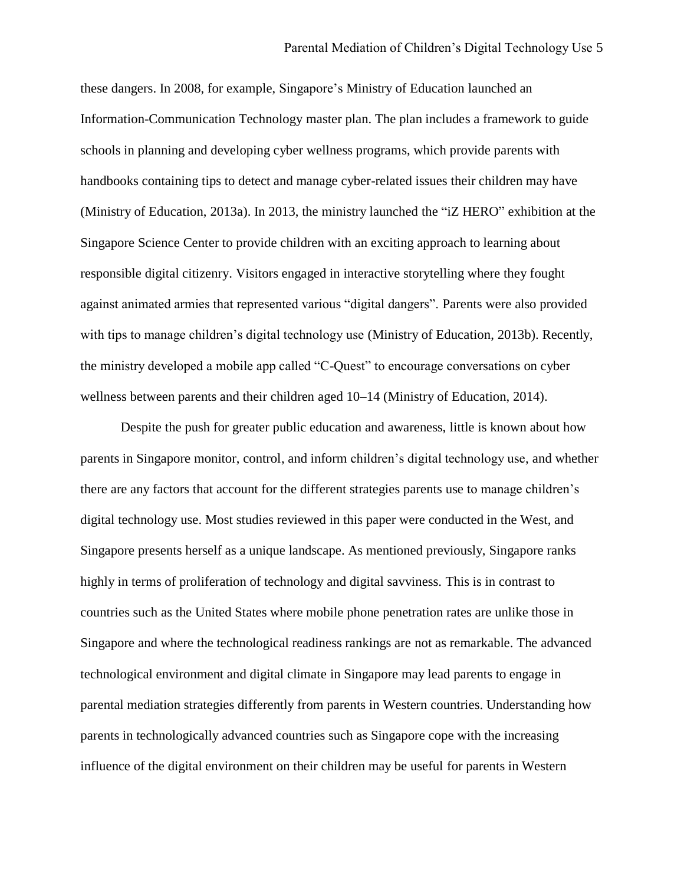these dangers. In 2008, for example, Singapore's Ministry of Education launched an Information-Communication Technology master plan. The plan includes a framework to guide schools in planning and developing cyber wellness programs, which provide parents with handbooks containing tips to detect and manage cyber-related issues their children may have (Ministry of Education, 2013a). In 2013, the ministry launched the "iZ HERO" exhibition at the Singapore Science Center to provide children with an exciting approach to learning about responsible digital citizenry. Visitors engaged in interactive storytelling where they fought against animated armies that represented various "digital dangers". Parents were also provided with tips to manage children's digital technology use (Ministry of Education, 2013b). Recently, the ministry developed a mobile app called "C-Quest" to encourage conversations on cyber wellness between parents and their children aged 10–14 (Ministry of Education, 2014).

Despite the push for greater public education and awareness, little is known about how parents in Singapore monitor, control, and inform children's digital technology use, and whether there are any factors that account for the different strategies parents use to manage children's digital technology use. Most studies reviewed in this paper were conducted in the West, and Singapore presents herself as a unique landscape. As mentioned previously, Singapore ranks highly in terms of proliferation of technology and digital savviness. This is in contrast to countries such as the United States where mobile phone penetration rates are unlike those in Singapore and where the technological readiness rankings are not as remarkable. The advanced technological environment and digital climate in Singapore may lead parents to engage in parental mediation strategies differently from parents in Western countries. Understanding how parents in technologically advanced countries such as Singapore cope with the increasing influence of the digital environment on their children may be useful for parents in Western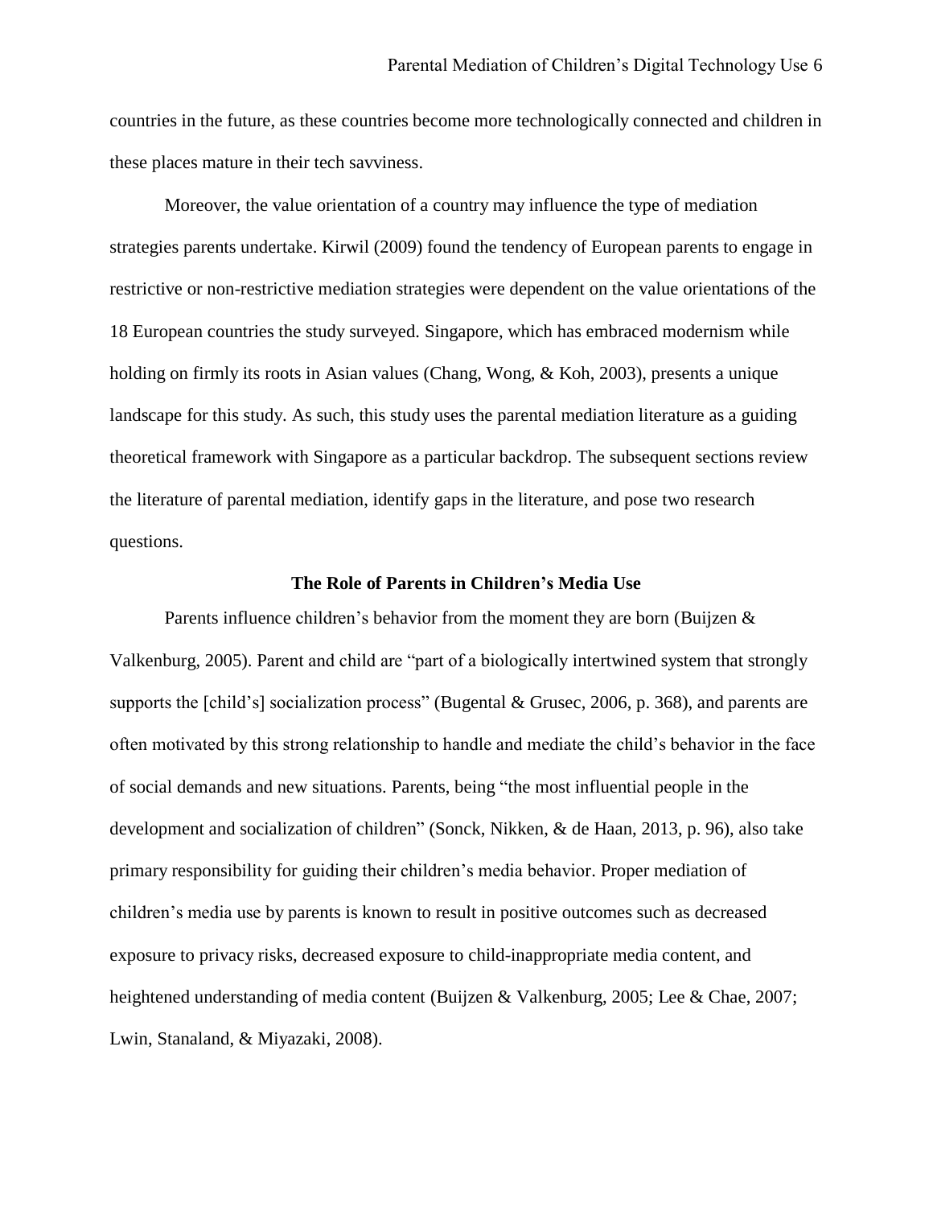countries in the future, as these countries become more technologically connected and children in these places mature in their tech savviness.

Moreover, the value orientation of a country may influence the type of mediation strategies parents undertake. Kirwil (2009) found the tendency of European parents to engage in restrictive or non-restrictive mediation strategies were dependent on the value orientations of the 18 European countries the study surveyed. Singapore, which has embraced modernism while holding on firmly its roots in Asian values (Chang, Wong, & Koh, 2003), presents a unique landscape for this study. As such, this study uses the parental mediation literature as a guiding theoretical framework with Singapore as a particular backdrop. The subsequent sections review the literature of parental mediation, identify gaps in the literature, and pose two research questions.

## The Role of Parents in Children's Media Use

Parents influence children's behavior from the moment they are born (Buijzen & Valkenburg, 2005). Parent and child are "part of a biologically intertwined system that strongly supports the [child's] socialization process" (Bugental & Grusec, 2006, p. 368), and parents are often motivated by this strong relationship to handle and mediate the child's behavior in the face of social demands and new situations. Parents, being "the most influential people in the development and socialization of children" (Sonck, Nikken, & de Haan, 2013, p. 96), also take primary responsibility for guiding their children's media behavior. Proper mediation of children's media use by parents is known to result in positive outcomes such as decreased exposure to privacy risks, decreased exposure to child-inappropriate media content, and heightened understanding of media content (Buijzen & Valkenburg, 2005; Lee & Chae, 2007; Lwin, Stanaland, & Miyazaki, 2008).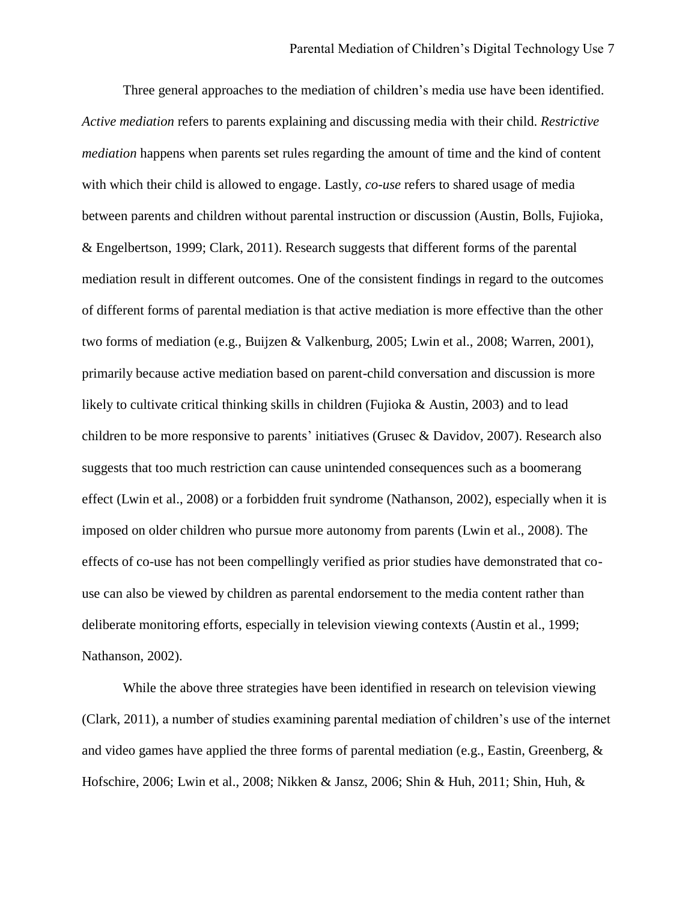Three general approaches to the mediation of children's media use have been identified. *Active mediation* refers to parents explaining and discussing media with their child. *Restrictive mediation* happens when parents set rules regarding the amount of time and the kind of content with which their child is allowed to engage. Lastly, *co-use* refers to shared usage of media between parents and children without parental instruction or discussion (Austin, Bolls, Fujioka, & Engelbertson, 1999; Clark, 2011). Research suggests that different forms of the parental mediation result in different outcomes. One of the consistent findings in regard to the outcomes of different forms of parental mediation is that active mediation is more effective than the other two forms of mediation (e.g., Buijzen & Valkenburg, 2005; Lwin et al., 2008; Warren, 2001), primarily because active mediation based on parent-child conversation and discussion is more likely to cultivate critical thinking skills in children (Fujioka & Austin, 2003) and to lead children to be more responsive to parents' initiatives (Grusec & Davidov, 2007). Research also suggests that too much restriction can cause unintended consequences such as a boomerang effect (Lwin et al., 2008) or a forbidden fruit syndrome (Nathanson, 2002), especially when it is imposed on older children who pursue more autonomy from parents (Lwin et al., 2008). The effects of co-use has not been compellingly verified as prior studies have demonstrated that co-use can also be viewed by children as parental endorsement to the media content rather than deliberate monitoring efforts, especially in television viewing contexts (Austin et al., 1999; Nathanson, 2002).

While the above three strategies have been identified in research on television viewing (Clark, 2011), a number of studies examining parental mediation of children's use of the internet and video games have applied the three forms of parental mediation (e.g., Eastin, Greenberg, & Hofschire, 2006; Lwin et al., 2008; Nikken & Jansz, 2006; Shin & Huh, 2011; Shin, Huh, &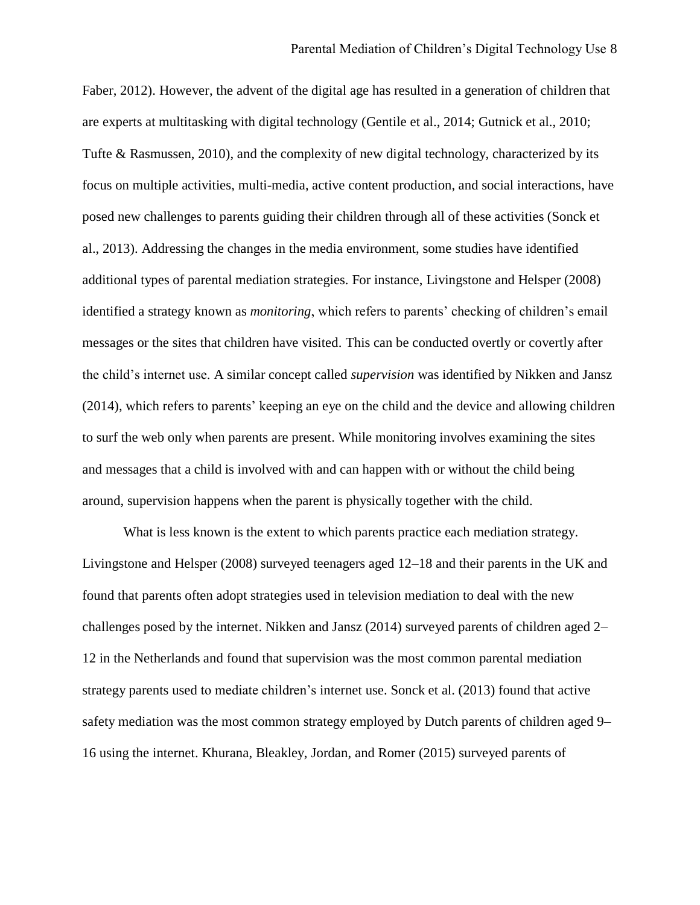Faber, 2012). However, the advent of the digital age has resulted in a generation of children that are experts at multitasking with digital technology (Gentile et al., 2014; Gutnick et al., 2010; Tufte & Rasmussen, 2010), and the complexity of new digital technology, characterized by its focus on multiple activities, multi-media, active content production, and social interactions, have posed new challenges to parents guiding their children through all of these activities (Sonck et al., 2013). Addressing the changes in the media environment, some studies have identified additional types of parental mediation strategies. For instance, Livingstone and Helsper (2008) identified a strategy known as *monitoring*, which refers to parents' checking of children's email messages or the sites that children have visited. This can be conducted overtly or covertly after the child's internet use. A similar concept called *supervision* was identified by Nikken and Jansz (2014), which refers to parents' keeping an eye on the child and the device and allowing children to surf the web only when parents are present. While monitoring involves examining the sites and messages that a child is involved with and can happen with or without the child being around, supervision happens when the parent is physically together with the child.

What is less known is the extent to which parents practice each mediation strategy. Livingstone and Helsper (2008) surveyed teenagers aged 12–18 and their parents in the UK and found that parents often adopt strategies used in television mediation to deal with the new challenges posed by the internet. Nikken and Jansz (2014) surveyed parents of children aged 2–12 in the Netherlands and found that supervision was the most common parental mediation strategy parents used to mediate children's internet use. Sonck et al. (2013) found that active safety mediation was the most common strategy employed by Dutch parents of children aged 9–16 using the internet. Khurana, Bleakley, Jordan, and Romer (2015) surveyed parents of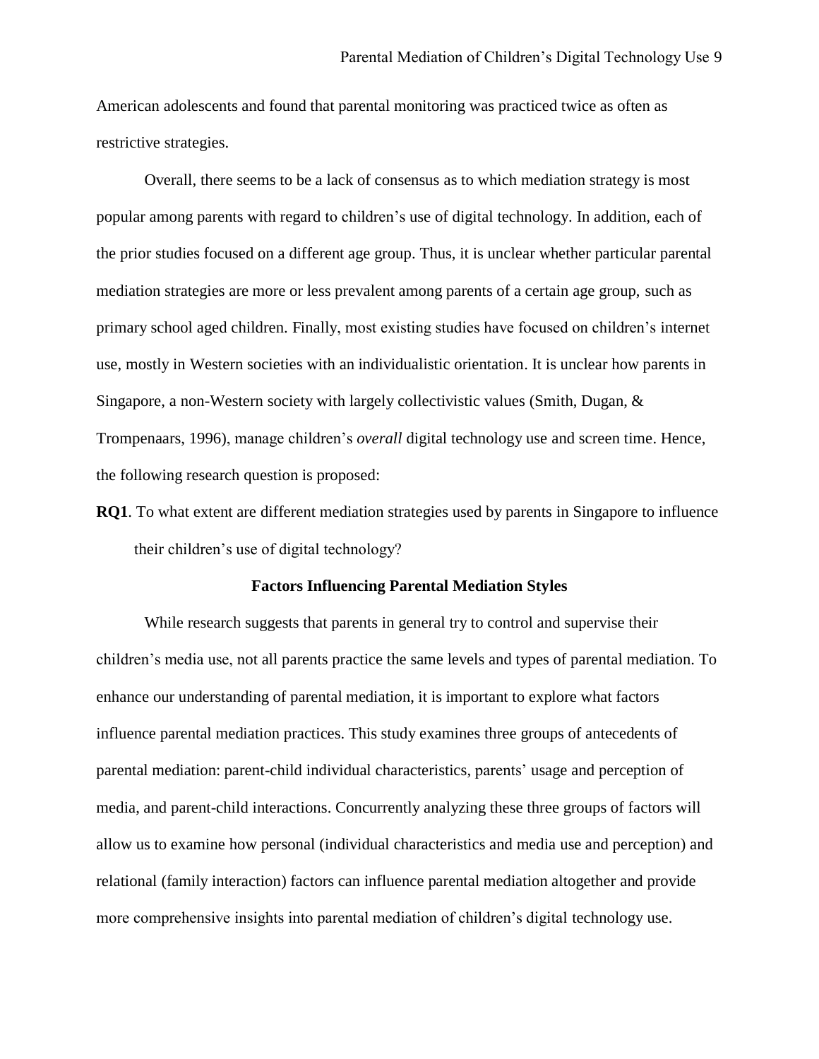American adolescents and found that parental monitoring was practiced twice as often as restrictive strategies.

Overall, there seems to be a lack of consensus as to which mediation strategy is most popular among parents with regard to children's use of digital technology. In addition, each of the prior studies focused on a different age group. Thus, it is unclear whether particular parental mediation strategies are more or less prevalent among parents of a certain age group, such as primary school aged children. Finally, most existing studies have focused on children's internet use, mostly in Western societies with an individualistic orientation. It is unclear how parents in Singapore, a non-Western society with largely collectivistic values (Smith, Dugan, & Trompenaars, 1996), manage children's *overall* digital technology use and screen time. Hence, the following research question is proposed:

**RQ1**. To what extent are different mediation strategies used by parents in Singapore to influence their children's use of digital technology?

## Factors Influencing Parental Mediation Styles

While research suggests that parents in general try to control and supervise their children's media use, not all parents practice the same levels and types of parental mediation. To enhance our understanding of parental mediation, it is important to explore what factors influence parental mediation practices. This study examines three groups of antecedents of parental mediation: parent-child individual characteristics, parents' usage and perception of media, and parent-child interactions. Concurrently analyzing these three groups of factors will allow us to examine how personal (individual characteristics and media use and perception) and relational (family interaction) factors can influence parental mediation altogether and provide more comprehensive insights into parental mediation of children's digital technology use.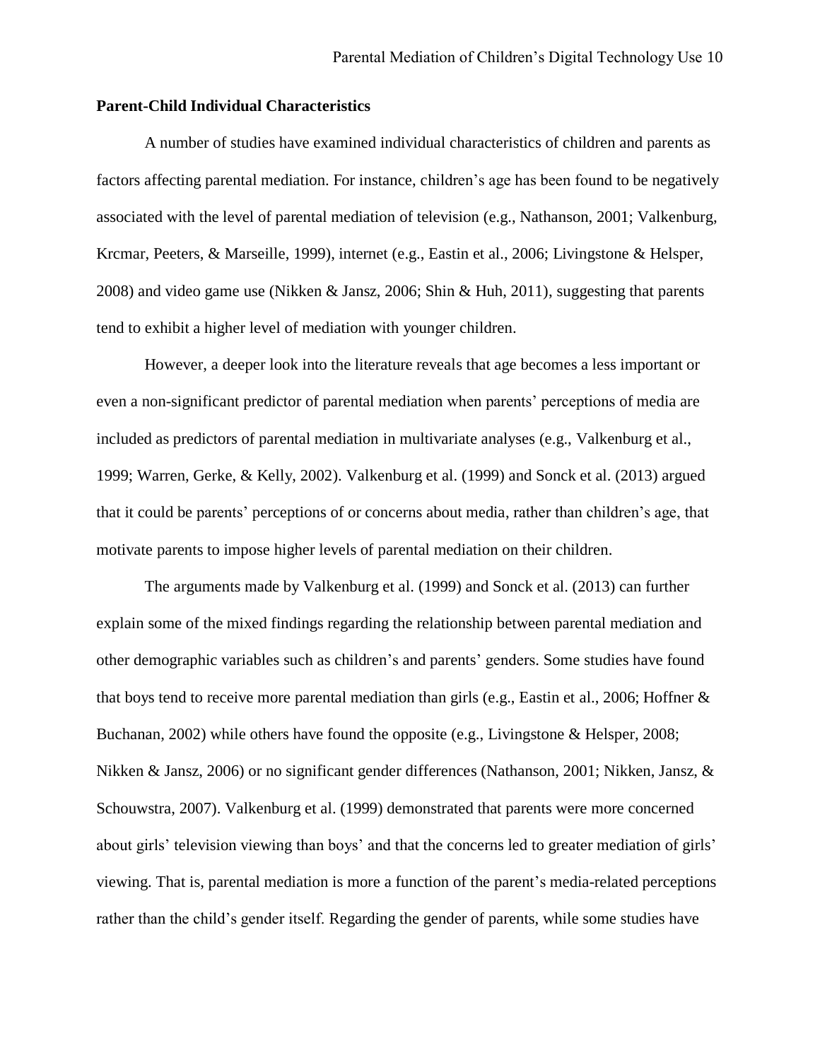**Parent-Child Individual Characteristics**

A number of studies have examined individual characteristics of children and parents as factors affecting parental mediation. For instance, children's age has been found to be negatively associated with the level of parental mediation of television (e.g., Nathanson, 2001; Valkenburg, Krcmar, Peeters, & Marseille, 1999), internet (e.g., Eastin et al., 2006; Livingstone & Helsper, 2008) and video game use (Nikken & Jansz, 2006; Shin & Huh, 2011), suggesting that parents tend to exhibit a higher level of mediation with younger children.

However, a deeper look into the literature reveals that age becomes a less important or even a non-significant predictor of parental mediation when parents' perceptions of media are included as predictors of parental mediation in multivariate analyses (e.g., Valkenburg et al., 1999; Warren, Gerke, & Kelly, 2002). Valkenburg et al. (1999) and Sonck et al. (2013) argued that it could be parents' perceptions of or concerns about media, rather than children's age, that motivate parents to impose higher levels of parental mediation on their children.

The arguments made by Valkenburg et al. (1999) and Sonck et al. (2013) can further explain some of the mixed findings regarding the relationship between parental mediation and other demographic variables such as children's and parents' genders. Some studies have found that boys tend to receive more parental mediation than girls (e.g., Eastin et al., 2006; Hoffner & Buchanan, 2002) while others have found the opposite (e.g., Livingstone & Helsper, 2008; Nikken & Jansz, 2006) or no significant gender differences (Nathanson, 2001; Nikken, Jansz, & Schouwstra, 2007). Valkenburg et al. (1999) demonstrated that parents were more concerned about girls' television viewing than boys' and that the concerns led to greater mediation of girls' viewing. That is, parental mediation is more a function of the parent's media-related perceptions rather than the child's gender itself. Regarding the gender of parents, while some studies have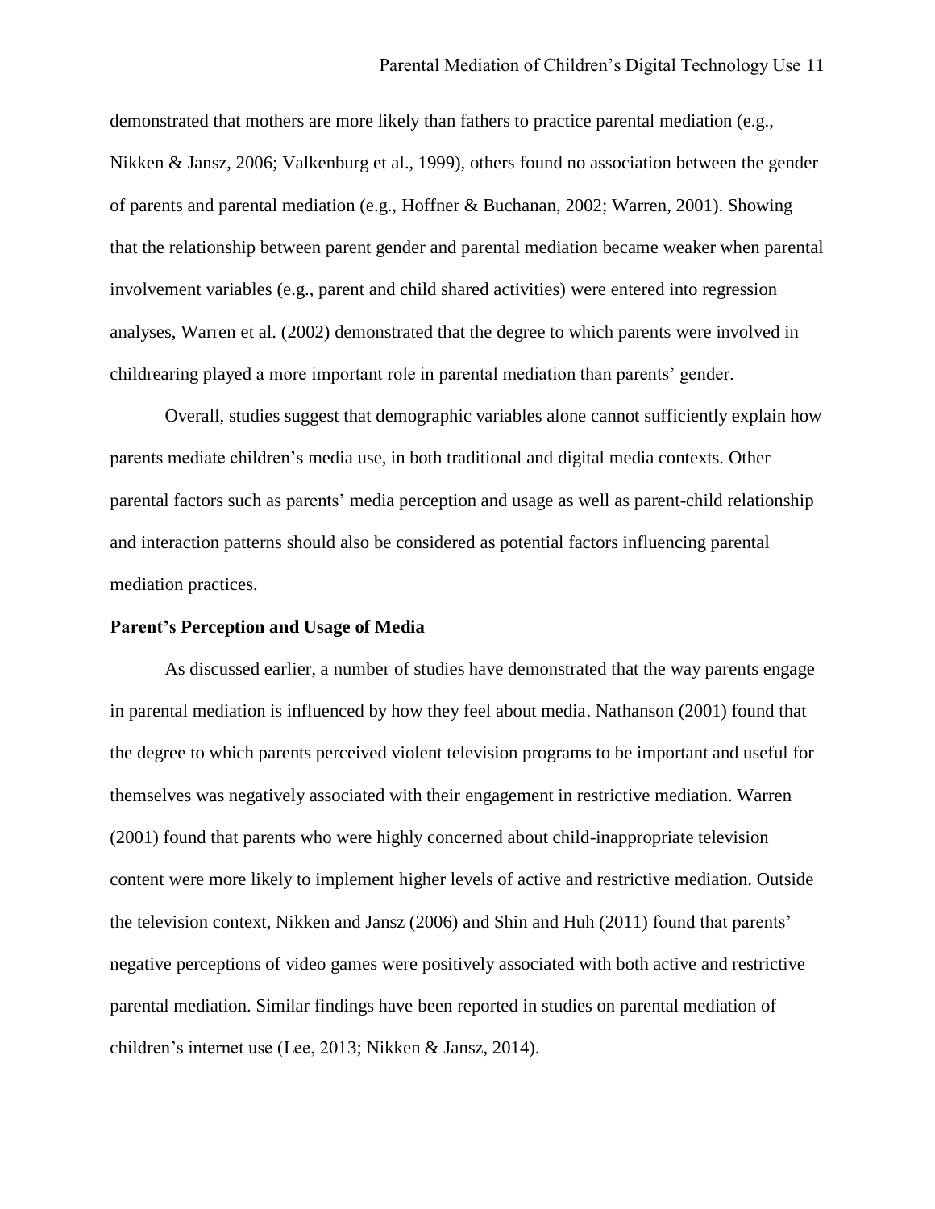demonstrated that mothers are more likely than fathers to practice parental mediation (e.g., Nikken & Jansz, 2006; Valkenburg et al., 1999), others found no association between the gender of parents and parental mediation (e.g., Hoffner & Buchanan, 2002; Warren, 2001). Showing that the relationship between parent gender and parental mediation became weaker when parental involvement variables (e.g., parent and child shared activities) were entered into regression analyses, Warren et al. (2002) demonstrated that the degree to which parents were involved in childrearing played a more important role in parental mediation than parents' gender.

Overall, studies suggest that demographic variables alone cannot sufficiently explain how parents mediate children's media use, in both traditional and digital media contexts. Other parental factors such as parents' media perception and usage as well as parent-child relationship and interaction patterns should also be considered as potential factors influencing parental mediation practices.

**Parent's Perception and Usage of Media**

As discussed earlier, a number of studies have demonstrated that the way parents engage in parental mediation is influenced by how they feel about media. Nathanson (2001) found that the degree to which parents perceived violent television programs to be important and useful for themselves was negatively associated with their engagement in restrictive mediation. Warren (2001) found that parents who were highly concerned about child-inappropriate television content were more likely to implement higher levels of active and restrictive mediation. Outside the television context, Nikken and Jansz (2006) and Shin and Huh (2011) found that parents' negative perceptions of video games were positively associated with both active and restrictive parental mediation. Similar findings have been reported in studies on parental mediation of children's internet use (Lee, 2013; Nikken & Jansz, 2014).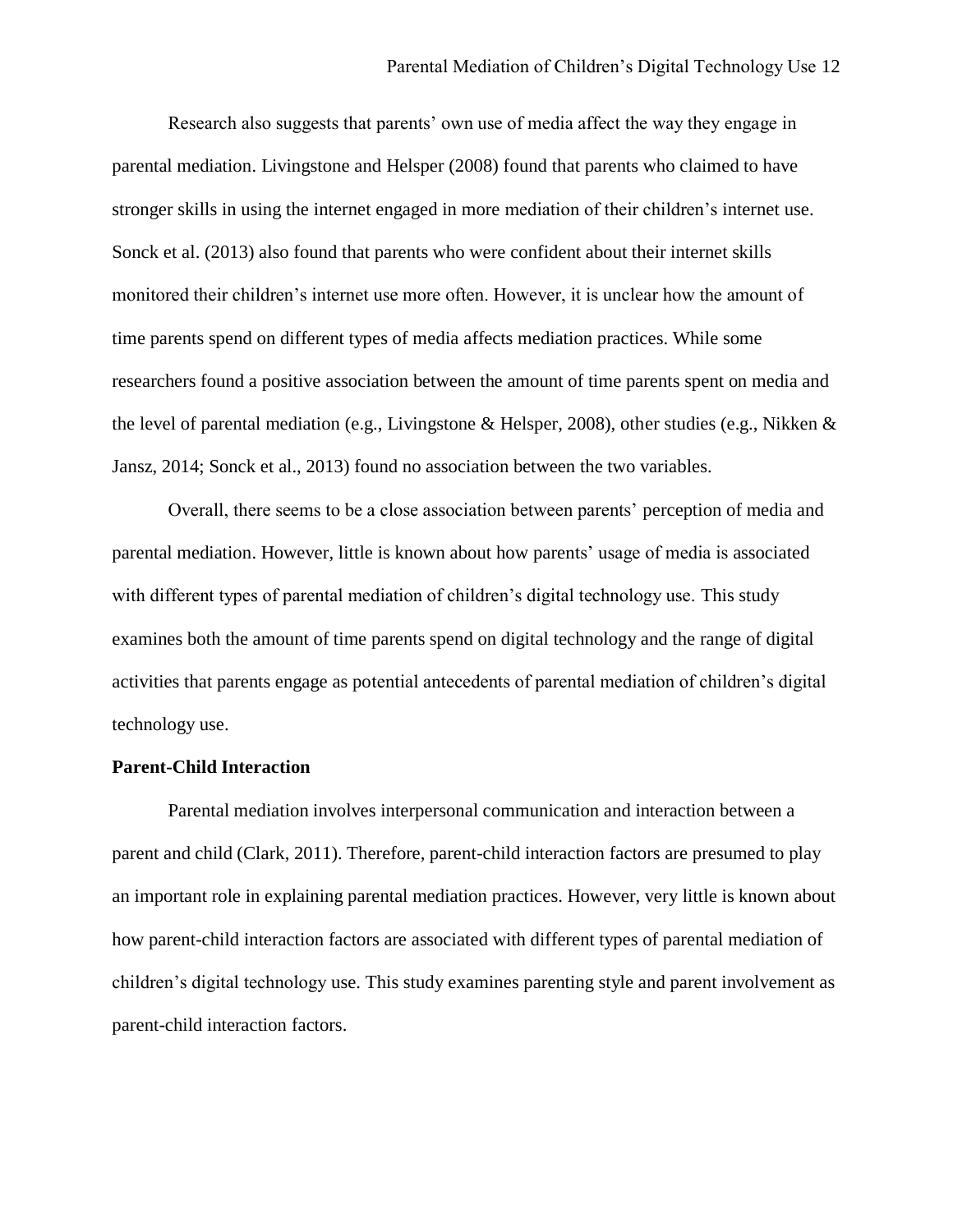Research also suggests that parents' own use of media affect the way they engage in parental mediation. Livingstone and Helsper (2008) found that parents who claimed to have stronger skills in using the internet engaged in more mediation of their children's internet use. Sonck et al. (2013) also found that parents who were confident about their internet skills monitored their children's internet use more often. However, it is unclear how the amount of time parents spend on different types of media affects mediation practices. While some researchers found a positive association between the amount of time parents spent on media and the level of parental mediation (e.g., Livingstone & Helsper, 2008), other studies (e.g., Nikken & Jansz, 2014; Sonck et al., 2013) found no association between the two variables.

Overall, there seems to be a close association between parents' perception of media and parental mediation. However, little is known about how parents' usage of media is associated with different types of parental mediation of children's digital technology use. This study examines both the amount of time parents spend on digital technology and the range of digital activities that parents engage as potential antecedents of parental mediation of children's digital technology use.

**Parent-Child Interaction**

Parental mediation involves interpersonal communication and interaction between a parent and child (Clark, 2011). Therefore, parent-child interaction factors are presumed to play an important role in explaining parental mediation practices. However, very little is known about how parent-child interaction factors are associated with different types of parental mediation of children's digital technology use. This study examines parenting style and parent involvement as parent-child interaction factors.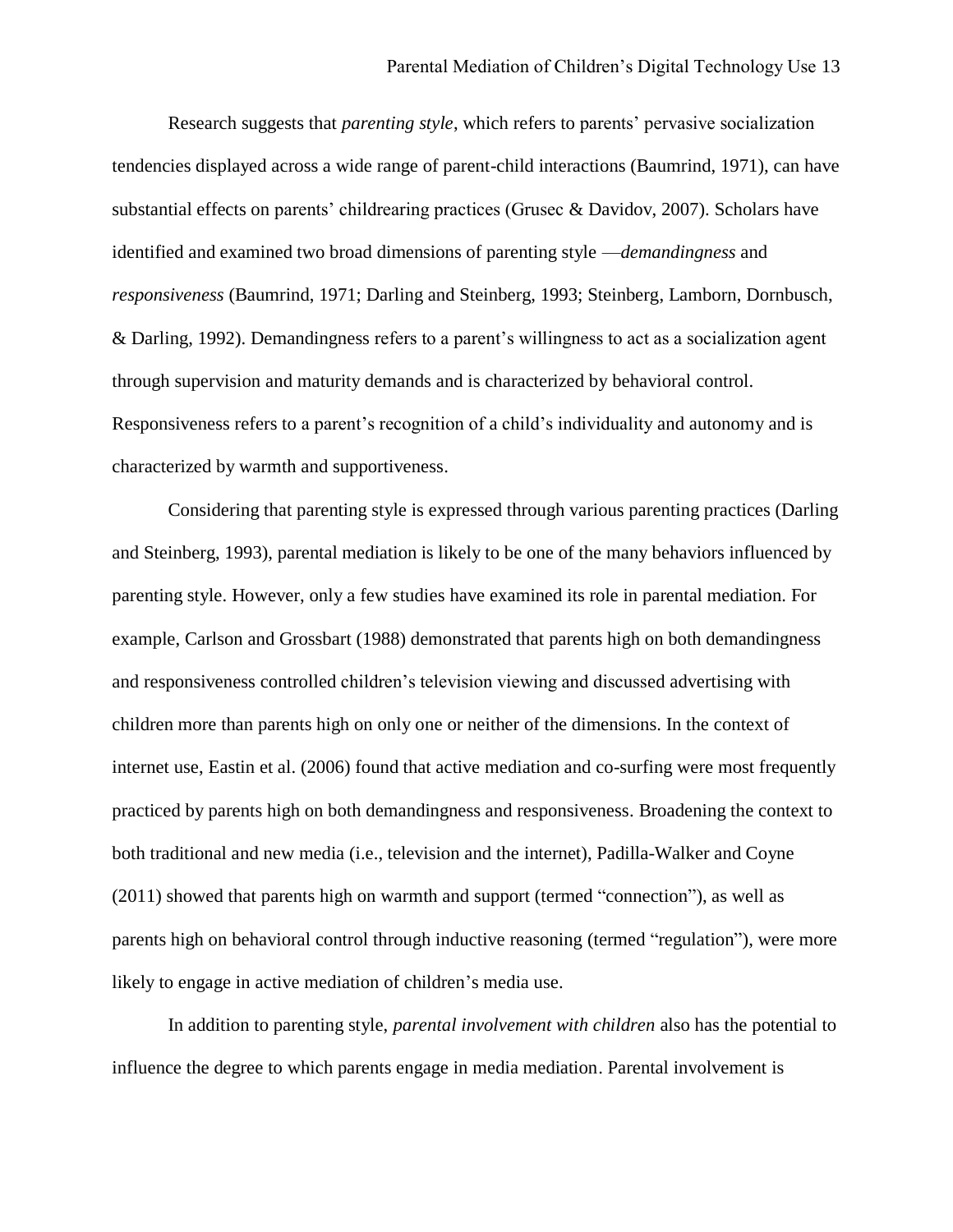Research suggests that *parenting style*, which refers to parents' pervasive socialization tendencies displayed across a wide range of parent-child interactions (Baumrind, 1971), can have substantial effects on parents' childrearing practices (Grusec & Davidov, 2007). Scholars have identified and examined two broad dimensions of parenting style —*demandingness* and *responsiveness* (Baumrind, 1971; Darling and Steinberg, 1993; Steinberg, Lamborn, Dornbusch, & Darling, 1992). Demandingness refers to a parent's willingness to act as a socialization agent through supervision and maturity demands and is characterized by behavioral control. Responsiveness refers to a parent's recognition of a child's individuality and autonomy and is characterized by warmth and supportiveness.

Considering that parenting style is expressed through various parenting practices (Darling and Steinberg, 1993), parental mediation is likely to be one of the many behaviors influenced by parenting style. However, only a few studies have examined its role in parental mediation. For example, Carlson and Grossbart (1988) demonstrated that parents high on both demandingness and responsiveness controlled children's television viewing and discussed advertising with children more than parents high on only one or neither of the dimensions. In the context of internet use, Eastin et al. (2006) found that active mediation and co-surfing were most frequently practiced by parents high on both demandingness and responsiveness. Broadening the context to both traditional and new media (i.e., television and the internet), Padilla-Walker and Coyne (2011) showed that parents high on warmth and support (termed "connection"), as well as parents high on behavioral control through inductive reasoning (termed "regulation"), were more likely to engage in active mediation of children's media use.

In addition to parenting style, *parental involvement with children* also has the potential to influence the degree to which parents engage in media mediation. Parental involvement is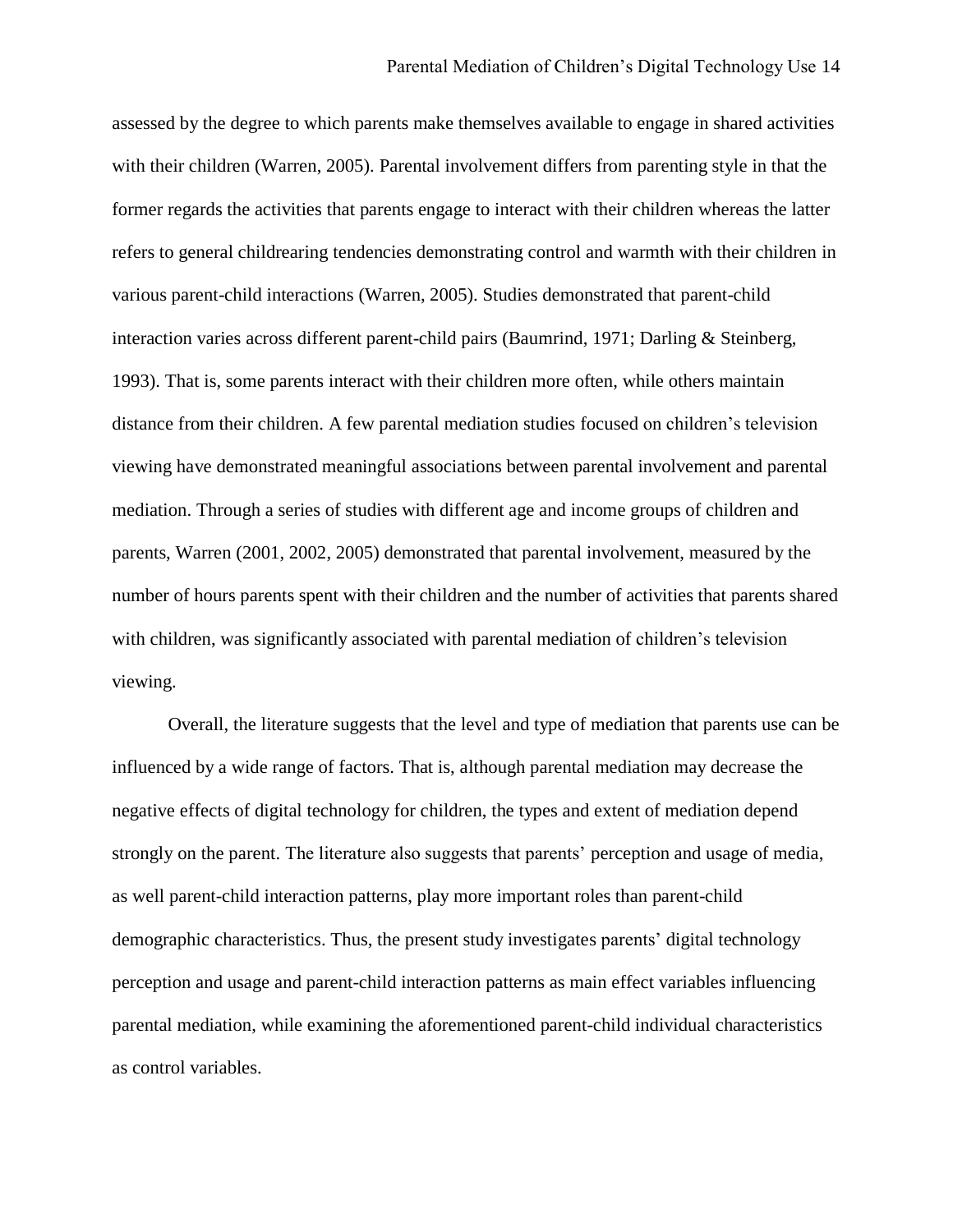assessed by the degree to which parents make themselves available to engage in shared activities with their children (Warren, 2005). Parental involvement differs from parenting style in that the former regards the activities that parents engage to interact with their children whereas the latter refers to general childrearing tendencies demonstrating control and warmth with their children in various parent-child interactions (Warren, 2005). Studies demonstrated that parent-child interaction varies across different parent-child pairs (Baumrind, 1971; Darling & Steinberg, 1993). That is, some parents interact with their children more often, while others maintain distance from their children. A few parental mediation studies focused on children's television viewing have demonstrated meaningful associations between parental involvement and parental mediation. Through a series of studies with different age and income groups of children and parents, Warren (2001, 2002, 2005) demonstrated that parental involvement, measured by the number of hours parents spent with their children and the number of activities that parents shared with children, was significantly associated with parental mediation of children's television viewing.

Overall, the literature suggests that the level and type of mediation that parents use can be influenced by a wide range of factors. That is, although parental mediation may decrease the negative effects of digital technology for children, the types and extent of mediation depend strongly on the parent. The literature also suggests that parents' perception and usage of media, as well parent-child interaction patterns, play more important roles than parent-child demographic characteristics. Thus, the present study investigates parents' digital technology perception and usage and parent-child interaction patterns as main effect variables influencing parental mediation, while examining the aforementioned parent-child individual characteristics as control variables.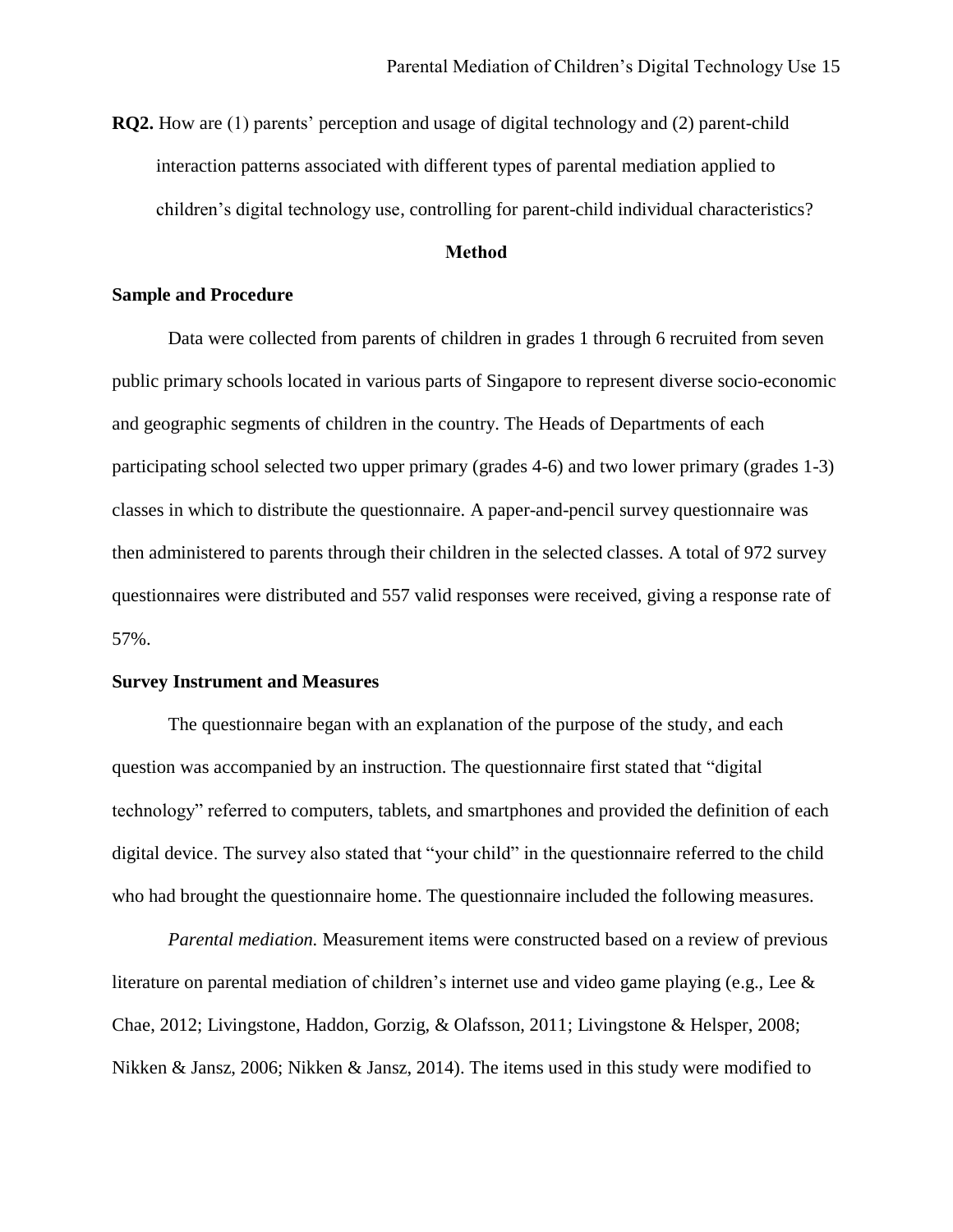**RQ2.** How are (1) parents' perception and usage of digital technology and (2) parent-child interaction patterns associated with different types of parental mediation applied to children's digital technology use, controlling for parent-child individual characteristics?

## Method

### Sample and Procedure

Data were collected from parents of children in grades 1 through 6 recruited from seven public primary schools located in various parts of Singapore to represent diverse socio-economic and geographic segments of children in the country. The Heads of Departments of each participating school selected two upper primary (grades 4-6) and two lower primary (grades 1-3) classes in which to distribute the questionnaire. A paper-and-pencil survey questionnaire was then administered to parents through their children in the selected classes. A total of 972 survey questionnaires were distributed and 557 valid responses were received, giving a response rate of 57%.

### Survey Instrument and Measures

The questionnaire began with an explanation of the purpose of the study, and each question was accompanied by an instruction. The questionnaire first stated that "digital technology" referred to computers, tablets, and smartphones and provided the definition of each digital device. The survey also stated that "your child" in the questionnaire referred to the child who had brought the questionnaire home. The questionnaire included the following measures.

*Parental mediation.* Measurement items were constructed based on a review of previous literature on parental mediation of children's internet use and video game playing (e.g., Lee & Chae, 2012; Livingstone, Haddon, Gorzig, & Olafsson, 2011; Livingstone & Helsper, 2008; Nikken & Jansz, 2006; Nikken & Jansz, 2014). The items used in this study were modified to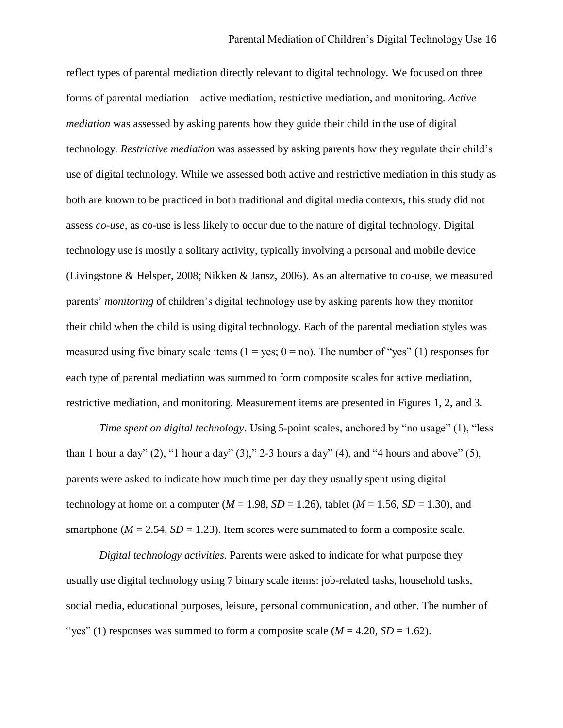reflect types of parental mediation directly relevant to digital technology. We focused on three forms of parental mediation—active mediation, restrictive mediation, and monitoring. *Active mediation* was assessed by asking parents how they guide their child in the use of digital technology. *Restrictive mediation* was assessed by asking parents how they regulate their child's use of digital technology. While we assessed both active and restrictive mediation in this study as both are known to be practiced in both traditional and digital media contexts, this study did not assess *co-use*, as co-use is less likely to occur due to the nature of digital technology. Digital technology use is mostly a solitary activity, typically involving a personal and mobile device (Livingstone & Helsper, 2008; Nikken & Jansz, 2006). As an alternative to co-use, we measured parents' *monitoring* of children's digital technology use by asking parents how they monitor their child when the child is using digital technology. Each of the parental mediation styles was measured using five binary scale items (1 = yes; 0 = no). The number of "yes" (1) responses for each type of parental mediation was summed to form composite scales for active mediation, restrictive mediation, and monitoring. Measurement items are presented in Figures 1, 2, and 3.

*Time spent on digital technology*. Using 5-point scales, anchored by "no usage" (1), "less than 1 hour a day" (2), "1 hour a day" (3)," 2-3 hours a day" (4), and "4 hours and above" (5), parents were asked to indicate how much time per day they usually spent using digital technology at home on a computer ($M$ = 1.98, $SD$ = 1.26), tablet ($M$ = 1.56, $SD$ = 1.30), and smartphone ($M$ = 2.54, $SD$ = 1.23). Item scores were summated to form a composite scale.

*Digital technology activities*. Parents were asked to indicate for what purpose they usually use digital technology using 7 binary scale items: job-related tasks, household tasks, social media, educational purposes, leisure, personal communication, and other. The number of "yes" (1) responses was summed to form a composite scale ($M$ = 4.20, $SD$ = 1.62).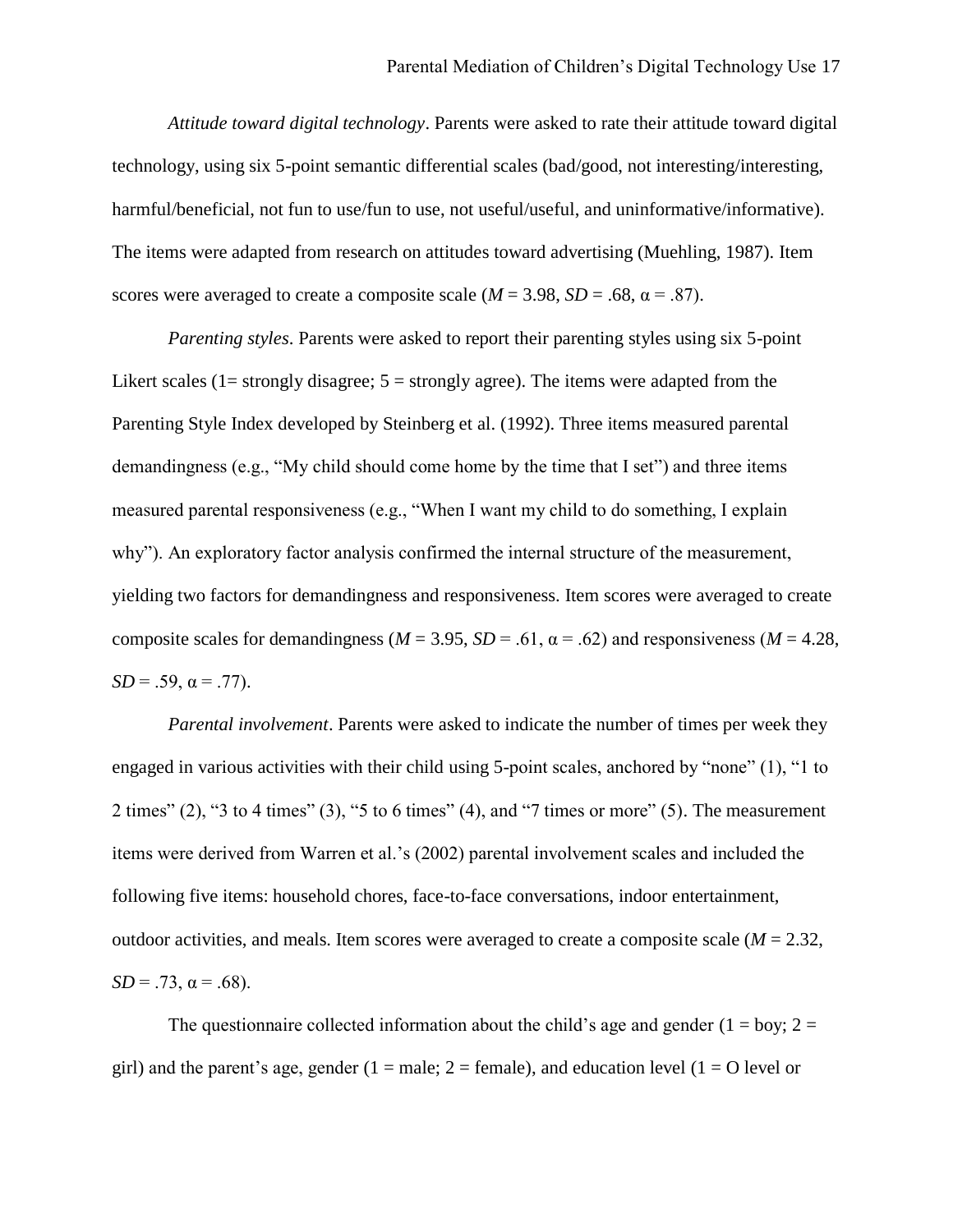*Attitude toward digital technology*. Parents were asked to rate their attitude toward digital technology, using six 5-point semantic differential scales (bad/good, not interesting/interesting, harmful/beneficial, not fun to use/fun to use, not useful/useful, and uninformative/informative). The items were adapted from research on attitudes toward advertising (Muehling, 1987). Item scores were averaged to create a composite scale ($M$ = 3.98, $SD$ = .68, $\alpha$ = .87).

*Parenting styles*. Parents were asked to report their parenting styles using six 5-point Likert scales (1= strongly disagree; 5 = strongly agree). The items were adapted from the Parenting Style Index developed by Steinberg et al. (1992). Three items measured parental demandingness (e.g., "My child should come home by the time that I set") and three items measured parental responsiveness (e.g., "When I want my child to do something, I explain why"). An exploratory factor analysis confirmed the internal structure of the measurement, yielding two factors for demandingness and responsiveness. Item scores were averaged to create composite scales for demandingness ($M$ = 3.95, $SD$ = .61, $\alpha$ = .62) and responsiveness ($M$ = 4.28, $SD$ = .59, $\alpha$ = .77).

*Parental involvement*. Parents were asked to indicate the number of times per week they engaged in various activities with their child using 5-point scales, anchored by "none" (1), "1 to 2 times" (2), "3 to 4 times" (3), "5 to 6 times" (4), and "7 times or more" (5). The measurement items were derived from Warren et al.'s (2002) parental involvement scales and included the following five items: household chores, face-to-face conversations, indoor entertainment, outdoor activities, and meals. Item scores were averaged to create a composite scale ($M$ = 2.32, $SD$ = .73, $\alpha$ = .68).

The questionnaire collected information about the child's age and gender (1 = boy; 2 = girl) and the parent's age, gender (1 = male; 2 = female), and education level (1 = O level or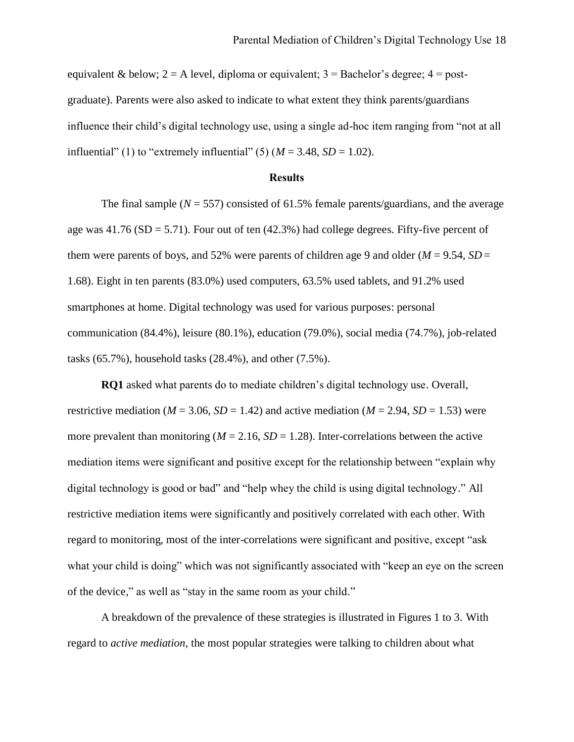equivalent & below; 2 = A level, diploma or equivalent; 3 = Bachelor's degree; 4 = post-graduate). Parents were also asked to indicate to what extent they think parents/guardians influence their child's digital technology use, using a single ad-hoc item ranging from "not at all influential" (1) to "extremely influential" (5) ($M$ = 3.48, $SD$ = 1.02).

## Results

The final sample ($N$ = 557) consisted of 61.5% female parents/guardians, and the average age was 41.76 (SD = 5.71). Four out of ten (42.3%) had college degrees. Fifty-five percent of them were parents of boys, and 52% were parents of children age 9 and older ($M$ = 9.54, $SD$ = 1.68). Eight in ten parents (83.0%) used computers, 63.5% used tablets, and 91.2% used smartphones at home. Digital technology was used for various purposes: personal communication (84.4%), leisure (80.1%), education (79.0%), social media (74.7%), job-related tasks (65.7%), household tasks (28.4%), and other (7.5%).

**RQ1** asked what parents do to mediate children's digital technology use. Overall, restrictive mediation ($M$ = 3.06, $SD$ = 1.42) and active mediation ($M$ = 2.94, $SD$ = 1.53) were more prevalent than monitoring ($M$ = 2.16, $SD$ = 1.28). Inter-correlations between the active mediation items were significant and positive except for the relationship between "explain why digital technology is good or bad" and "help whey the child is using digital technology." All restrictive mediation items were significantly and positively correlated with each other. With regard to monitoring, most of the inter-correlations were significant and positive, except "ask what your child is doing" which was not significantly associated with "keep an eye on the screen of the device," as well as "stay in the same room as your child."

A breakdown of the prevalence of these strategies is illustrated in Figures 1 to 3. With regard to *active mediation*, the most popular strategies were talking to children about what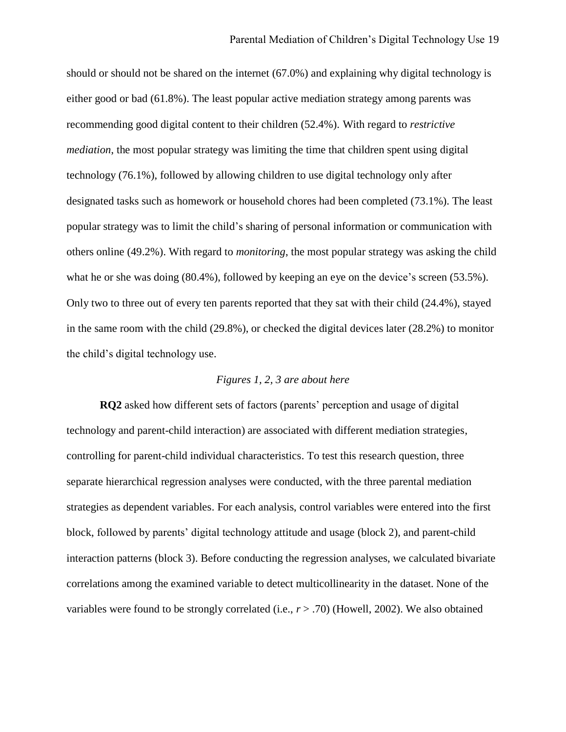should or should not be shared on the internet (67.0%) and explaining why digital technology is either good or bad (61.8%). The least popular active mediation strategy among parents was recommending good digital content to their children (52.4%). With regard to *restrictive mediation*, the most popular strategy was limiting the time that children spent using digital technology (76.1%), followed by allowing children to use digital technology only after designated tasks such as homework or household chores had been completed (73.1%). The least popular strategy was to limit the child's sharing of personal information or communication with others online (49.2%). With regard to *monitoring*, the most popular strategy was asking the child what he or she was doing (80.4%), followed by keeping an eye on the device's screen (53.5%). Only two to three out of every ten parents reported that they sat with their child (24.4%), stayed in the same room with the child (29.8%), or checked the digital devices later (28.2%) to monitor the child's digital technology use.

*Figures 1, 2, 3 are about here*

**RQ2** asked how different sets of factors (parents' perception and usage of digital technology and parent-child interaction) are associated with different mediation strategies, controlling for parent-child individual characteristics. To test this research question, three separate hierarchical regression analyses were conducted, with the three parental mediation strategies as dependent variables. For each analysis, control variables were entered into the first block, followed by parents' digital technology attitude and usage (block 2), and parent-child interaction patterns (block 3). Before conducting the regression analyses, we calculated bivariate correlations among the examined variable to detect multicollinearity in the dataset. None of the variables were found to be strongly correlated (i.e., $r > .70$) (Howell, 2002). We also obtained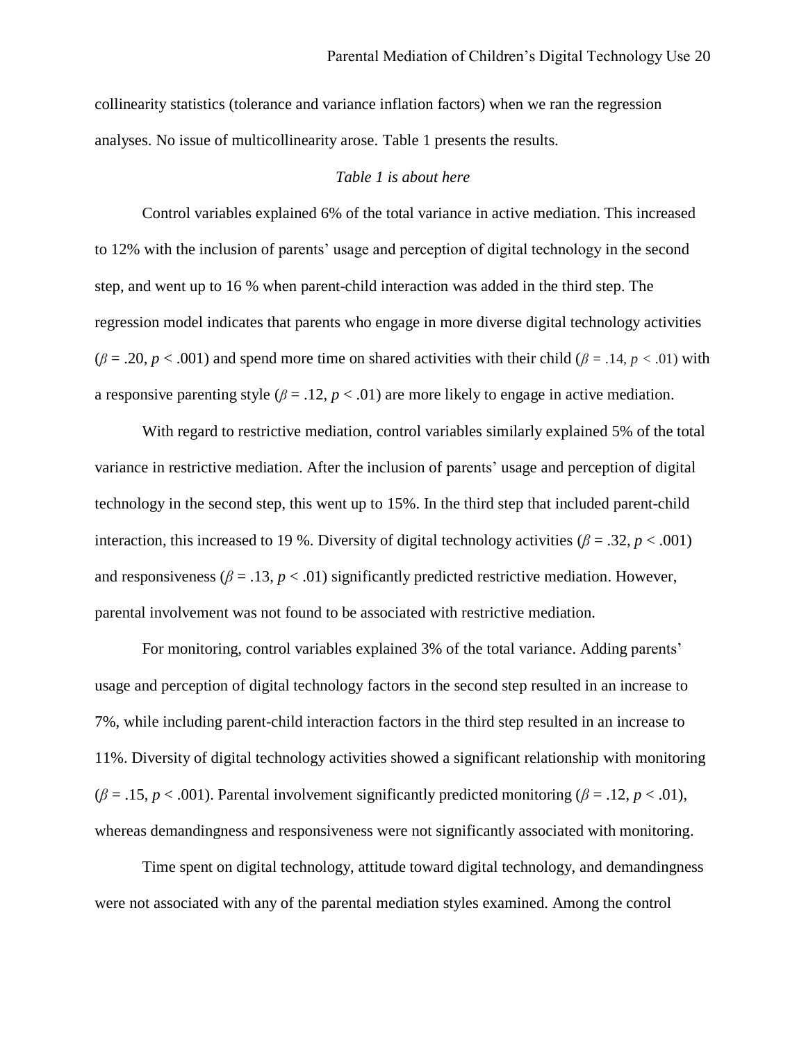collinearity statistics (tolerance and variance inflation factors) when we ran the regression analyses. No issue of multicollinearity arose. Table 1 presents the results.

*Table 1 is about here*

Control variables explained 6% of the total variance in active mediation. This increased to 12% with the inclusion of parents' usage and perception of digital technology in the second step, and went up to 16 % when parent-child interaction was added in the third step. The regression model indicates that parents who engage in more diverse digital technology activities ($\beta = .20$, $p < .001$) and spend more time on shared activities with their child ($\beta = .14$, $p < .01$) with a responsive parenting style ($\beta = .12$, $p < .01$) are more likely to engage in active mediation.

With regard to restrictive mediation, control variables similarly explained 5% of the total variance in restrictive mediation. After the inclusion of parents' usage and perception of digital technology in the second step, this went up to 15%. In the third step that included parent-child interaction, this increased to 19 %. Diversity of digital technology activities ($\beta = .32$, $p < .001$) and responsiveness ($\beta = .13$, $p < .01$) significantly predicted restrictive mediation. However, parental involvement was not found to be associated with restrictive mediation.

For monitoring, control variables explained 3% of the total variance. Adding parents' usage and perception of digital technology factors in the second step resulted in an increase to 7%, while including parent-child interaction factors in the third step resulted in an increase to 11%. Diversity of digital technology activities showed a significant relationship with monitoring ($\beta = .15$, $p < .001$). Parental involvement significantly predicted monitoring ($\beta = .12$, $p < .01$), whereas demandingness and responsiveness were not significantly associated with monitoring.

Time spent on digital technology, attitude toward digital technology, and demandingness were not associated with any of the parental mediation styles examined. Among the control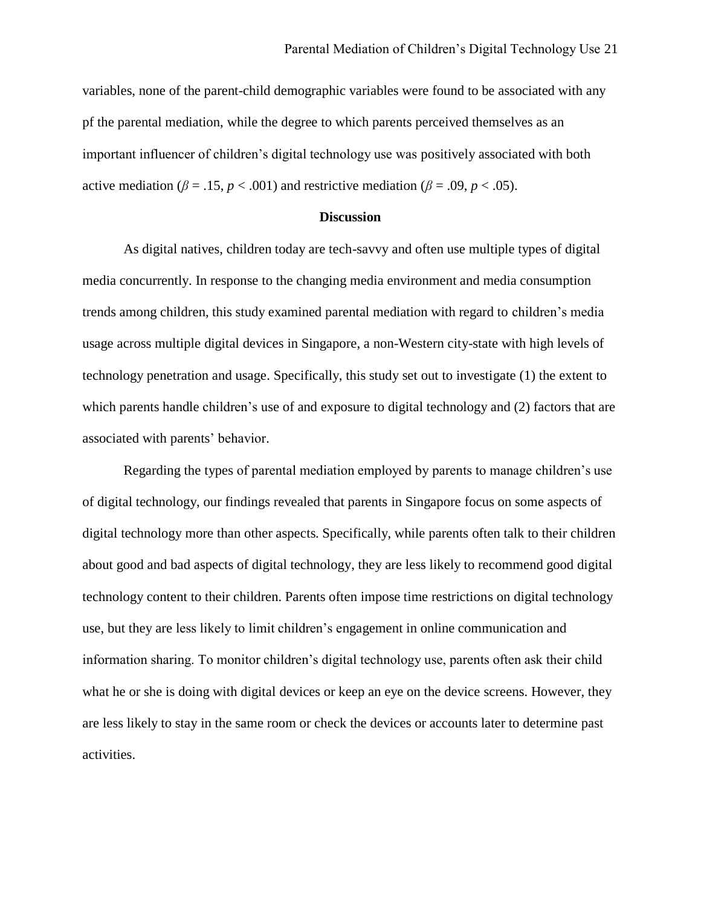variables, none of the parent-child demographic variables were found to be associated with any pf the parental mediation, while the degree to which parents perceived themselves as an important influencer of children's digital technology use was positively associated with both active mediation ($\beta$ = .15, $p$ < .001) and restrictive mediation ($\beta$ = .09, $p$ < .05).

## Discussion

As digital natives, children today are tech-savvy and often use multiple types of digital media concurrently. In response to the changing media environment and media consumption trends among children, this study examined parental mediation with regard to children's media usage across multiple digital devices in Singapore, a non-Western city-state with high levels of technology penetration and usage. Specifically, this study set out to investigate (1) the extent to which parents handle children's use of and exposure to digital technology and (2) factors that are associated with parents' behavior.

Regarding the types of parental mediation employed by parents to manage children's use of digital technology, our findings revealed that parents in Singapore focus on some aspects of digital technology more than other aspects. Specifically, while parents often talk to their children about good and bad aspects of digital technology, they are less likely to recommend good digital technology content to their children. Parents often impose time restrictions on digital technology use, but they are less likely to limit children's engagement in online communication and information sharing. To monitor children's digital technology use, parents often ask their child what he or she is doing with digital devices or keep an eye on the device screens. However, they are less likely to stay in the same room or check the devices or accounts later to determine past activities.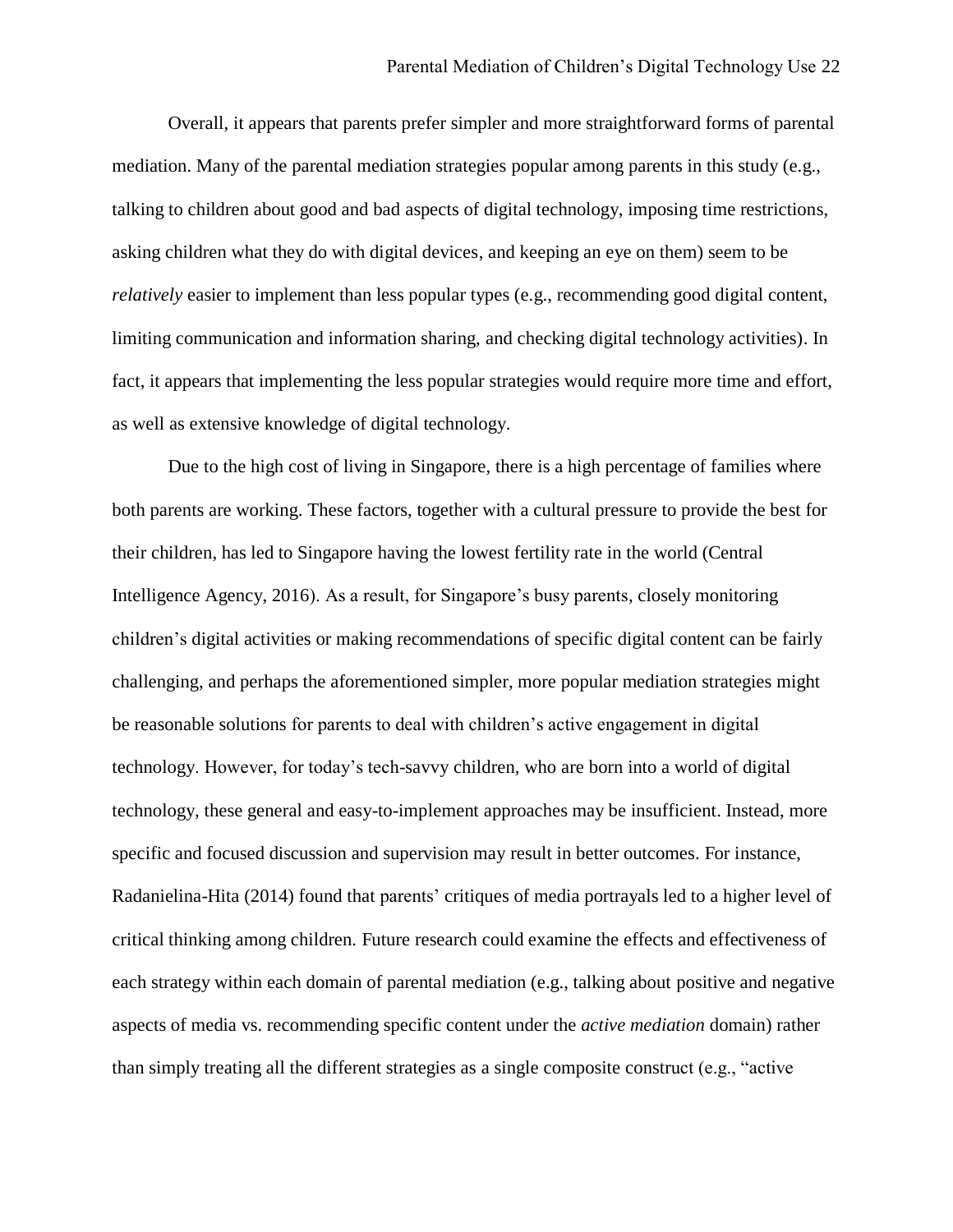Overall, it appears that parents prefer simpler and more straightforward forms of parental mediation. Many of the parental mediation strategies popular among parents in this study (e.g., talking to children about good and bad aspects of digital technology, imposing time restrictions, asking children what they do with digital devices, and keeping an eye on them) seem to be *relatively* easier to implement than less popular types (e.g., recommending good digital content, limiting communication and information sharing, and checking digital technology activities). In fact, it appears that implementing the less popular strategies would require more time and effort, as well as extensive knowledge of digital technology.

Due to the high cost of living in Singapore, there is a high percentage of families where both parents are working. These factors, together with a cultural pressure to provide the best for their children, has led to Singapore having the lowest fertility rate in the world (Central Intelligence Agency, 2016). As a result, for Singapore's busy parents, closely monitoring children's digital activities or making recommendations of specific digital content can be fairly challenging, and perhaps the aforementioned simpler, more popular mediation strategies might be reasonable solutions for parents to deal with children's active engagement in digital technology. However, for today's tech-savvy children, who are born into a world of digital technology, these general and easy-to-implement approaches may be insufficient. Instead, more specific and focused discussion and supervision may result in better outcomes. For instance, Radanielina-Hita (2014) found that parents' critiques of media portrayals led to a higher level of critical thinking among children. Future research could examine the effects and effectiveness of each strategy within each domain of parental mediation (e.g., talking about positive and negative aspects of media vs. recommending specific content under the *active mediation* domain) rather than simply treating all the different strategies as a single composite construct (e.g., "active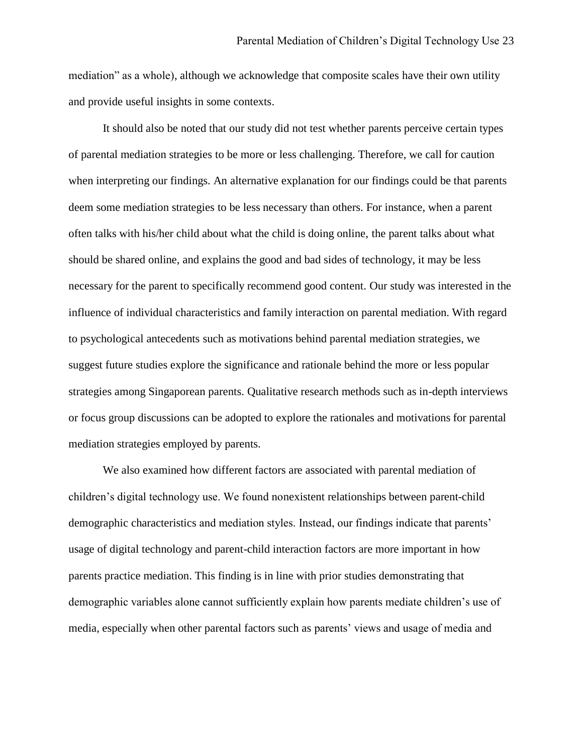mediation" as a whole), although we acknowledge that composite scales have their own utility and provide useful insights in some contexts.

It should also be noted that our study did not test whether parents perceive certain types of parental mediation strategies to be more or less challenging. Therefore, we call for caution when interpreting our findings. An alternative explanation for our findings could be that parents deem some mediation strategies to be less necessary than others. For instance, when a parent often talks with his/her child about what the child is doing online, the parent talks about what should be shared online, and explains the good and bad sides of technology, it may be less necessary for the parent to specifically recommend good content. Our study was interested in the influence of individual characteristics and family interaction on parental mediation. With regard to psychological antecedents such as motivations behind parental mediation strategies, we suggest future studies explore the significance and rationale behind the more or less popular strategies among Singaporean parents. Qualitative research methods such as in-depth interviews or focus group discussions can be adopted to explore the rationales and motivations for parental mediation strategies employed by parents.

We also examined how different factors are associated with parental mediation of children's digital technology use. We found nonexistent relationships between parent-child demographic characteristics and mediation styles. Instead, our findings indicate that parents' usage of digital technology and parent-child interaction factors are more important in how parents practice mediation. This finding is in line with prior studies demonstrating that demographic variables alone cannot sufficiently explain how parents mediate children's use of media, especially when other parental factors such as parents' views and usage of media and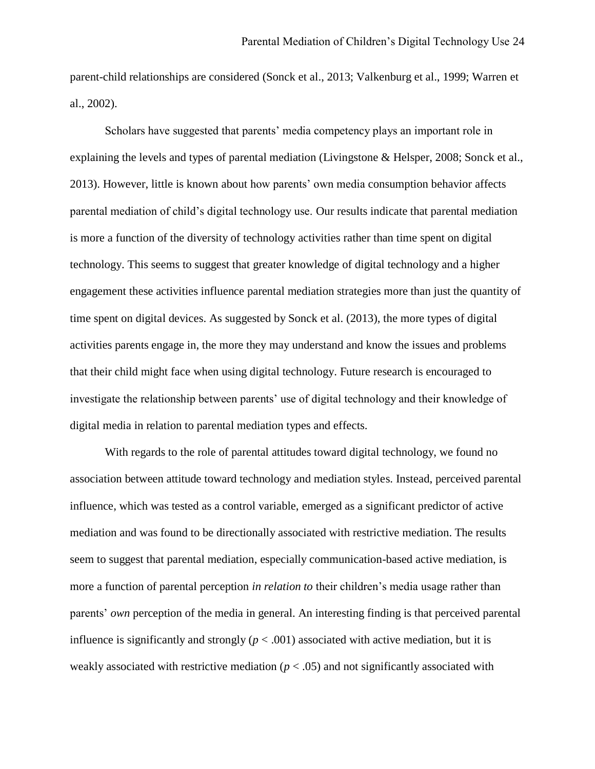parent-child relationships are considered (Sonck et al., 2013; Valkenburg et al., 1999; Warren et al., 2002).

Scholars have suggested that parents' media competency plays an important role in explaining the levels and types of parental mediation (Livingstone & Helsper, 2008; Sonck et al., 2013). However, little is known about how parents' own media consumption behavior affects parental mediation of child's digital technology use. Our results indicate that parental mediation is more a function of the diversity of technology activities rather than time spent on digital technology. This seems to suggest that greater knowledge of digital technology and a higher engagement these activities influence parental mediation strategies more than just the quantity of time spent on digital devices. As suggested by Sonck et al. (2013), the more types of digital activities parents engage in, the more they may understand and know the issues and problems that their child might face when using digital technology. Future research is encouraged to investigate the relationship between parents' use of digital technology and their knowledge of digital media in relation to parental mediation types and effects.

With regards to the role of parental attitudes toward digital technology, we found no association between attitude toward technology and mediation styles. Instead, perceived parental influence, which was tested as a control variable, emerged as a significant predictor of active mediation and was found to be directionally associated with restrictive mediation. The results seem to suggest that parental mediation, especially communication-based active mediation, is more a function of parental perception *in relation to* their children's media usage rather than parents' *own* perception of the media in general. An interesting finding is that perceived parental influence is significantly and strongly ($p < .001$) associated with active mediation, but it is weakly associated with restrictive mediation ($p < .05$) and not significantly associated with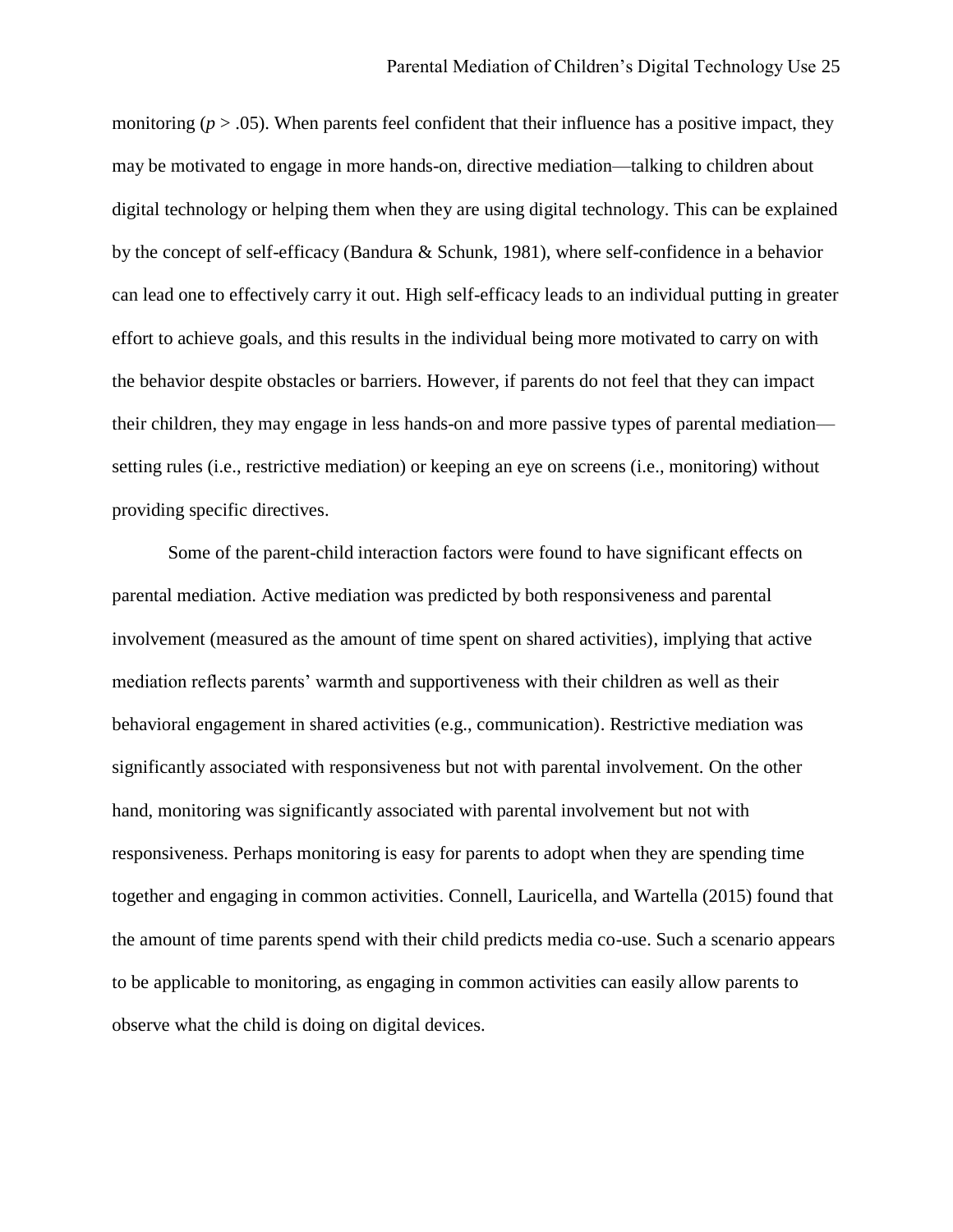monitoring ($p > .05$). When parents feel confident that their influence has a positive impact, they may be motivated to engage in more hands-on, directive mediation—talking to children about digital technology or helping them when they are using digital technology. This can be explained by the concept of self-efficacy (Bandura & Schunk, 1981), where self-confidence in a behavior can lead one to effectively carry it out. High self-efficacy leads to an individual putting in greater effort to achieve goals, and this results in the individual being more motivated to carry on with the behavior despite obstacles or barriers. However, if parents do not feel that they can impact their children, they may engage in less hands-on and more passive types of parental mediation—setting rules (i.e., restrictive mediation) or keeping an eye on screens (i.e., monitoring) without providing specific directives.

Some of the parent-child interaction factors were found to have significant effects on parental mediation. Active mediation was predicted by both responsiveness and parental involvement (measured as the amount of time spent on shared activities), implying that active mediation reflects parents' warmth and supportiveness with their children as well as their behavioral engagement in shared activities (e.g., communication). Restrictive mediation was significantly associated with responsiveness but not with parental involvement. On the other hand, monitoring was significantly associated with parental involvement but not with responsiveness. Perhaps monitoring is easy for parents to adopt when they are spending time together and engaging in common activities. Connell, Lauricella, and Wartella (2015) found that the amount of time parents spend with their child predicts media co-use. Such a scenario appears to be applicable to monitoring, as engaging in common activities can easily allow parents to observe what the child is doing on digital devices.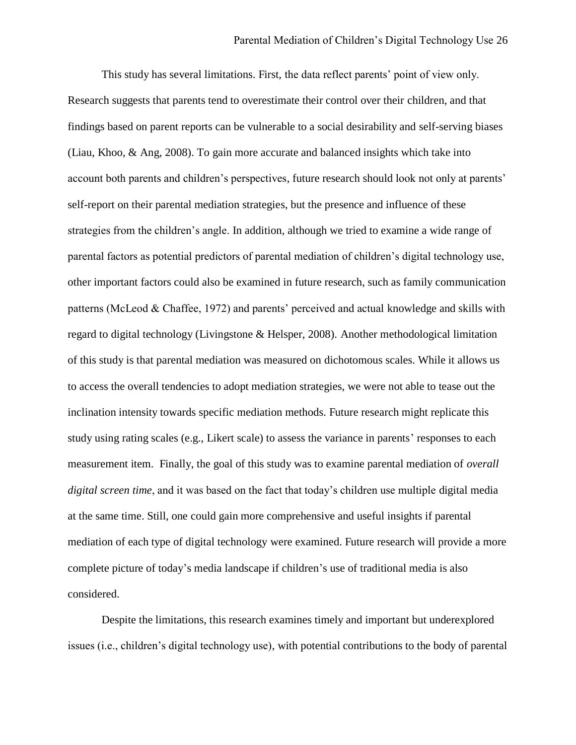This study has several limitations. First, the data reflect parents' point of view only. Research suggests that parents tend to overestimate their control over their children, and that findings based on parent reports can be vulnerable to a social desirability and self-serving biases (Liau, Khoo, & Ang, 2008). To gain more accurate and balanced insights which take into account both parents and children's perspectives, future research should look not only at parents' self-report on their parental mediation strategies, but the presence and influence of these strategies from the children's angle. In addition, although we tried to examine a wide range of parental factors as potential predictors of parental mediation of children's digital technology use, other important factors could also be examined in future research, such as family communication patterns (McLeod & Chaffee, 1972) and parents' perceived and actual knowledge and skills with regard to digital technology (Livingstone & Helsper, 2008). Another methodological limitation of this study is that parental mediation was measured on dichotomous scales. While it allows us to access the overall tendencies to adopt mediation strategies, we were not able to tease out the inclination intensity towards specific mediation methods. Future research might replicate this study using rating scales (e.g., Likert scale) to assess the variance in parents' responses to each measurement item. Finally, the goal of this study was to examine parental mediation of *overall digital screen time*, and it was based on the fact that today's children use multiple digital media at the same time. Still, one could gain more comprehensive and useful insights if parental mediation of each type of digital technology were examined. Future research will provide a more complete picture of today's media landscape if children's use of traditional media is also considered.

Despite the limitations, this research examines timely and important but underexplored issues (i.e., children's digital technology use), with potential contributions to the body of parental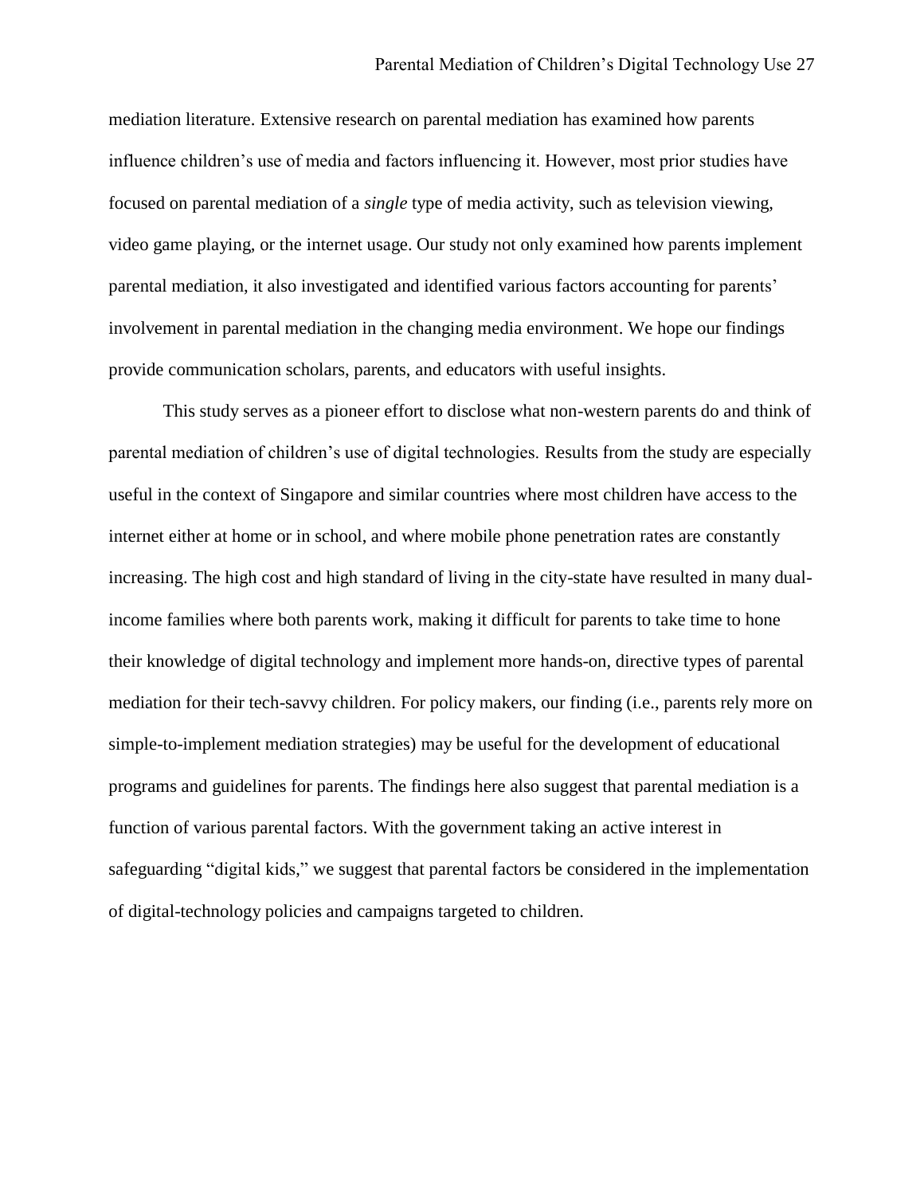mediation literature. Extensive research on parental mediation has examined how parents influence children's use of media and factors influencing it. However, most prior studies have focused on parental mediation of a *single* type of media activity, such as television viewing, video game playing, or the internet usage. Our study not only examined how parents implement parental mediation, it also investigated and identified various factors accounting for parents' involvement in parental mediation in the changing media environment. We hope our findings provide communication scholars, parents, and educators with useful insights.

This study serves as a pioneer effort to disclose what non-western parents do and think of parental mediation of children's use of digital technologies. Results from the study are especially useful in the context of Singapore and similar countries where most children have access to the internet either at home or in school, and where mobile phone penetration rates are constantly increasing. The high cost and high standard of living in the city-state have resulted in many dual-income families where both parents work, making it difficult for parents to take time to hone their knowledge of digital technology and implement more hands-on, directive types of parental mediation for their tech-savvy children. For policy makers, our finding (i.e., parents rely more on simple-to-implement mediation strategies) may be useful for the development of educational programs and guidelines for parents. The findings here also suggest that parental mediation is a function of various parental factors. With the government taking an active interest in safeguarding "digital kids," we suggest that parental factors be considered in the implementation of digital-technology policies and campaigns targeted to children.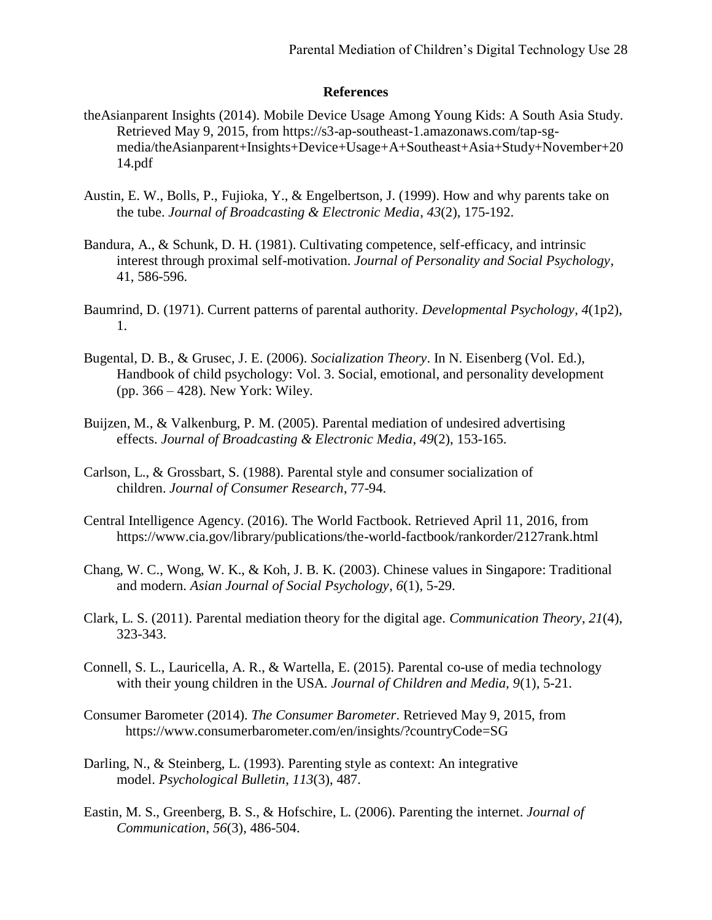## References

theAsianparent Insights (2014). Mobile Device Usage Among Young Kids: A South Asia Study. Retrieved May 9, 2015, from https://s3-ap-southeast-1.amazonaws.com/tap-sg-media/theAsianparent+Insights+Device+Usage+A+Southeast+Asia+Study+November+2014.pdf

Austin, E. W., Bolls, P., Fujioka, Y., & Engelbertson, J. (1999). How and why parents take on the tube. *Journal of Broadcasting & Electronic Media*, *43*(2), 175-192.

Bandura, A., & Schunk, D. H. (1981). Cultivating competence, self-efficacy, and intrinsic interest through proximal self-motivation. *Journal of Personality and Social Psychology*, 41, 586-596.

Baumrind, D. (1971). Current patterns of parental authority. *Developmental Psychology*, *4*(1p2), 1.

Bugental, D. B., & Grusec, J. E. (2006). *Socialization Theory*. In N. Eisenberg (Vol. Ed.), Handbook of child psychology: Vol. 3. Social, emotional, and personality development (pp. 366 – 428). New York: Wiley.

Buijzen, M., & Valkenburg, P. M. (2005). Parental mediation of undesired advertising effects. *Journal of Broadcasting & Electronic Media*, *49*(2), 153-165.

Carlson, L., & Grossbart, S. (1988). Parental style and consumer socialization of children. *Journal of Consumer Research*, 77-94.

Central Intelligence Agency. (2016). The World Factbook. Retrieved April 11, 2016, from https://www.cia.gov/library/publications/the-world-factbook/rankorder/2127rank.html

Chang, W. C., Wong, W. K., & Koh, J. B. K. (2003). Chinese values in Singapore: Traditional and modern. *Asian Journal of Social Psychology*, *6*(1), 5-29.

Clark, L. S. (2011). Parental mediation theory for the digital age. *Communication Theory*, *21*(4), 323-343.

Connell, S. L., Lauricella, A. R., & Wartella, E. (2015). Parental co-use of media technology with their young children in the USA. *Journal of Children and Media*, *9*(1), 5-21.

Consumer Barometer (2014). *The Consumer Barometer*. Retrieved May 9, 2015, from https://www.consumerbarometer.com/en/insights/?countryCode=SG

Darling, N., & Steinberg, L. (1993). Parenting style as context: An integrative model. *Psychological Bulletin*, *113*(3), 487.

Eastin, M. S., Greenberg, B. S., & Hofschire, L. (2006). Parenting the internet. *Journal of Communication*, *56*(3), 486-504.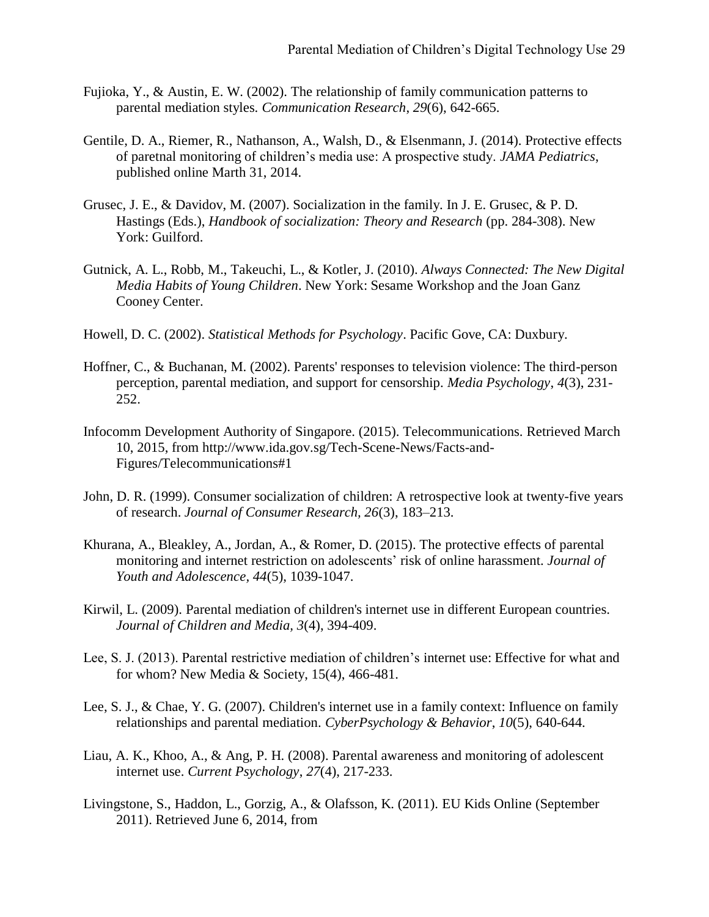Fujioka, Y., & Austin, E. W. (2002). The relationship of family communication patterns to parental mediation styles. *Communication Research*, *29*(6), 642-665.

Gentile, D. A., Riemer, R., Nathanson, A., Walsh, D., & Elsenmann, J. (2014). Protective effects of paretnal monitoring of children's media use: A prospective study. *JAMA Pediatrics*, published online Marth 31, 2014.

Grusec, J. E., & Davidov, M. (2007). Socialization in the family. In J. E. Grusec, & P. D. Hastings (Eds.), *Handbook of socialization: Theory and Research* (pp. 284-308). New York: Guilford.

Gutnick, A. L., Robb, M., Takeuchi, L., & Kotler, J. (2010). *Always Connected: The New Digital Media Habits of Young Children*. New York: Sesame Workshop and the Joan Ganz Cooney Center.

Howell, D. C. (2002). *Statistical Methods for Psychology*. Pacific Gove, CA: Duxbury.

Hoffner, C., & Buchanan, M. (2002). Parents' responses to television violence: The third-person perception, parental mediation, and support for censorship. *Media Psychology*, *4*(3), 231-252.

Infocomm Development Authority of Singapore. (2015). Telecommunications. Retrieved March 10, 2015, from http://www.ida.gov.sg/Tech-Scene-News/Facts-and-Figures/Telecommunications#1

John, D. R. (1999). Consumer socialization of children: A retrospective look at twenty-five years of research. *Journal of Consumer Research, 26*(3), 183–213.

Khurana, A., Bleakley, A., Jordan, A., & Romer, D. (2015). The protective effects of parental monitoring and internet restriction on adolescents' risk of online harassment. *Journal of Youth and Adolescence, 44*(5), 1039-1047.

Kirwil, L. (2009). Parental mediation of children's internet use in different European countries. *Journal of Children and Media, 3*(4), 394-409.

Lee, S. J. (2013). Parental restrictive mediation of children's internet use: Effective for what and for whom? New Media & Society, 15(4), 466-481.

Lee, S. J., & Chae, Y. G. (2007). Children's internet use in a family context: Influence on family relationships and parental mediation. *CyberPsychology & Behavior*, *10*(5), 640-644.

Liau, A. K., Khoo, A., & Ang, P. H. (2008). Parental awareness and monitoring of adolescent internet use. *Current Psychology*, *27*(4), 217-233.

Livingstone, S., Haddon, L., Gorzig, A., & Olafsson, K. (2011). EU Kids Online (September 2011). Retrieved June 6, 2014, from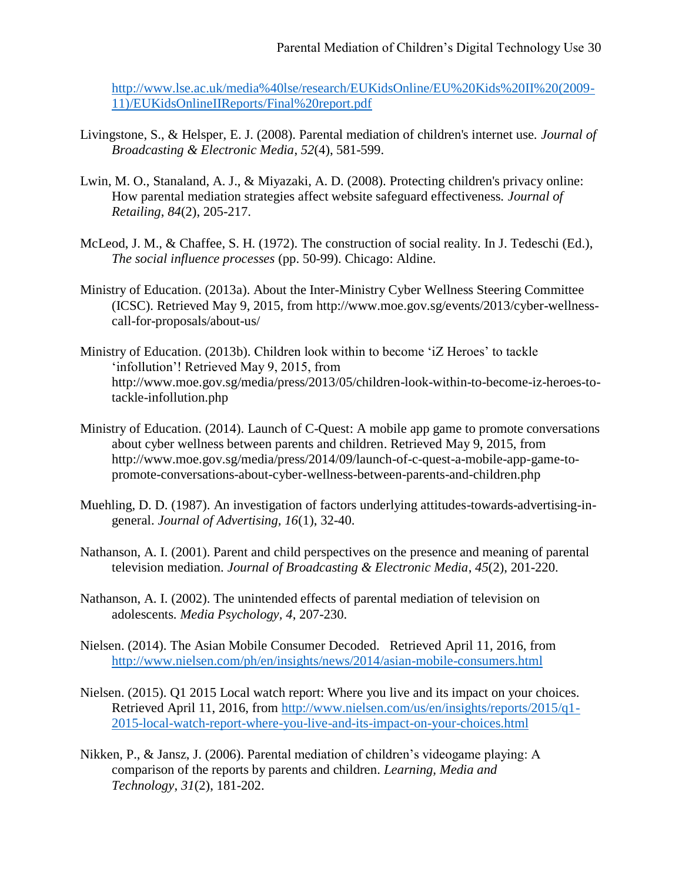http://www.lse.ac.uk/media%40lse/research/EUKidsOnline/EU%20Kids%20II%20(2009-11)/EUKidsOnlineIIReports/Final%20report.pdf

Livingstone, S., & Helsper, E. J. (2008). Parental mediation of children's internet use. *Journal of Broadcasting & Electronic Media*, *52*(4), 581-599.

Lwin, M. O., Stanaland, A. J., & Miyazaki, A. D. (2008). Protecting children's privacy online: How parental mediation strategies affect website safeguard effectiveness. *Journal of Retailing*, *84*(2), 205-217.

McLeod, J. M., & Chaffee, S. H. (1972). The construction of social reality. In J. Tedeschi (Ed.), *The social influence processes* (pp. 50-99). Chicago: Aldine.

Ministry of Education. (2013a). About the Inter-Ministry Cyber Wellness Steering Committee (ICSC). Retrieved May 9, 2015, from http://www.moe.gov.sg/events/2013/cyber-wellness-call-for-proposals/about-us/

Ministry of Education. (2013b). Children look within to become 'iZ Heroes' to tackle 'infollution'! Retrieved May 9, 2015, from http://www.moe.gov.sg/media/press/2013/05/children-look-within-to-become-iz-heroes-to-tackle-infollution.php

Ministry of Education. (2014). Launch of C-Quest: A mobile app game to promote conversations about cyber wellness between parents and children. Retrieved May 9, 2015, from http://www.moe.gov.sg/media/press/2014/09/launch-of-c-quest-a-mobile-app-game-to-promote-conversations-about-cyber-wellness-between-parents-and-children.php

Muehling, D. D. (1987). An investigation of factors underlying attitudes-towards-advertising-in-general. *Journal of Advertising*, *16*(1), 32-40.

Nathanson, A. I. (2001). Parent and child perspectives on the presence and meaning of parental television mediation. *Journal of Broadcasting & Electronic Media*, *45*(2), 201-220.

Nathanson, A. I. (2002). The unintended effects of parental mediation of television on adolescents. *Media Psychology*, *4*, 207-230.

Nielsen. (2014). The Asian Mobile Consumer Decoded. Retrieved April 11, 2016, from http://www.nielsen.com/ph/en/insights/news/2014/asian-mobile-consumers.html

Nielsen. (2015). Q1 2015 Local watch report: Where you live and its impact on your choices. Retrieved April 11, 2016, from http://www.nielsen.com/us/en/insights/reports/2015/q1-2015-local-watch-report-where-you-live-and-its-impact-on-your-choices.html

Nikken, P., & Jansz, J. (2006). Parental mediation of children's videogame playing: A comparison of the reports by parents and children. *Learning, Media and Technology*, *31*(2), 181-202.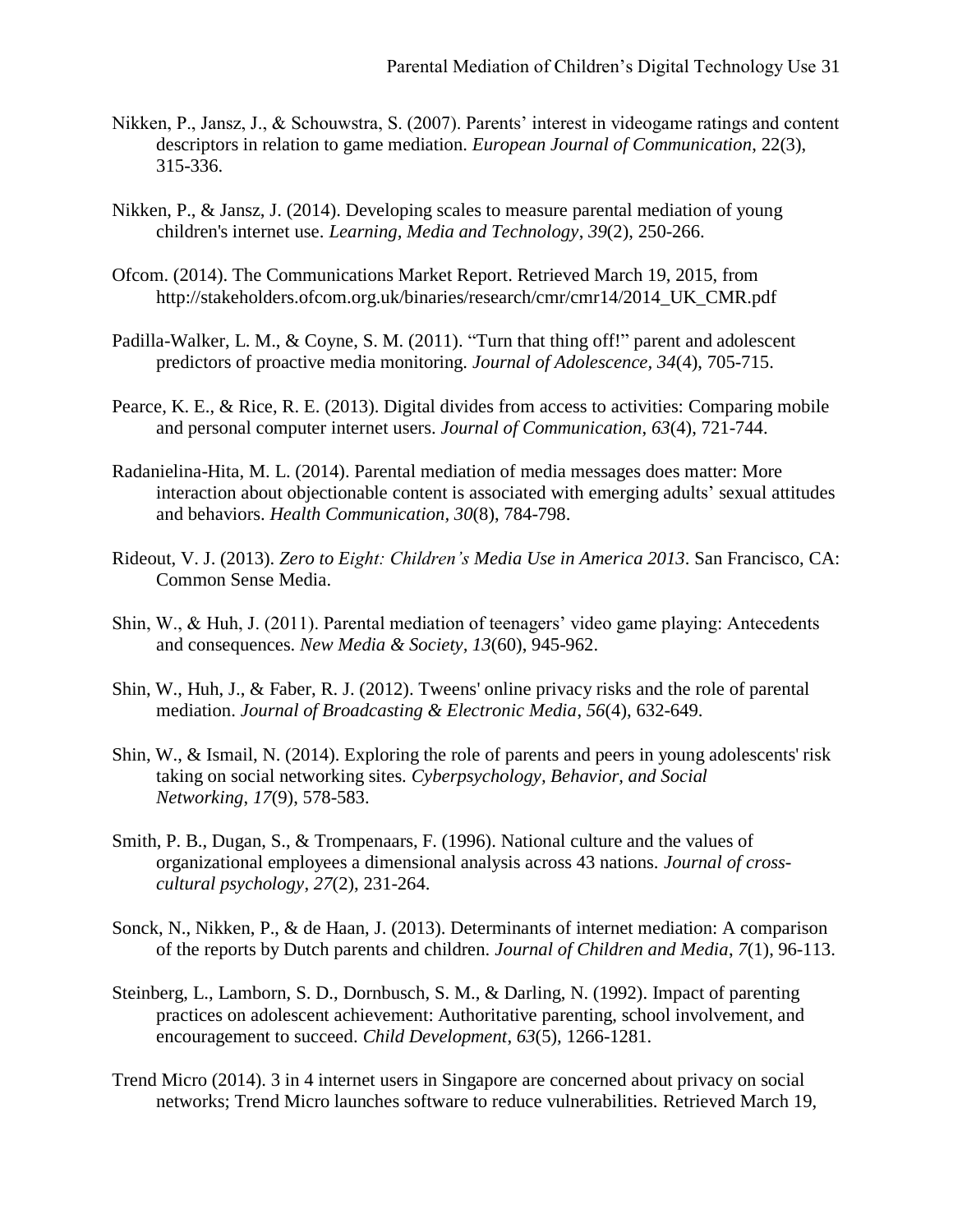Nikken, P., Jansz, J., & Schouwstra, S. (2007). Parents' interest in videogame ratings and content descriptors in relation to game mediation. *European Journal of Communication*, 22(3), 315-336.

Nikken, P., & Jansz, J. (2014). Developing scales to measure parental mediation of young children's internet use. *Learning, Media and Technology*, *39*(2), 250-266.

Ofcom. (2014). The Communications Market Report. Retrieved March 19, 2015, from http://stakeholders.ofcom.org.uk/binaries/research/cmr/cmr14/2014_UK_CMR.pdf

Padilla-Walker, L. M., & Coyne, S. M. (2011). "Turn that thing off!" parent and adolescent predictors of proactive media monitoring. *Journal of Adolescence, 34*(4), 705-715.

Pearce, K. E., & Rice, R. E. (2013). Digital divides from access to activities: Comparing mobile and personal computer internet users. *Journal of Communication, 63*(4), 721-744.

Radanielina-Hita, M. L. (2014). Parental mediation of media messages does matter: More interaction about objectionable content is associated with emerging adults' sexual attitudes and behaviors. *Health Communication, 30*(8), 784-798.

Rideout, V. J. (2013). *Zero to Eight: Children's Media Use in America 2013*. San Francisco, CA: Common Sense Media.

Shin, W., & Huh, J. (2011). Parental mediation of teenagers' video game playing: Antecedents and consequences. *New Media & Society, 13*(60), 945-962.

Shin, W., Huh, J., & Faber, R. J. (2012). Tweens' online privacy risks and the role of parental mediation. *Journal of Broadcasting & Electronic Media*, *56*(4), 632-649.

Shin, W., & Ismail, N. (2014). Exploring the role of parents and peers in young adolescents' risk taking on social networking sites. *Cyberpsychology, Behavior, and Social Networking*, *17*(9), 578-583.

Smith, P. B., Dugan, S., & Trompenaars, F. (1996). National culture and the values of organizational employees a dimensional analysis across 43 nations. *Journal of cross-cultural psychology*, *27*(2), 231-264.

Sonck, N., Nikken, P., & de Haan, J. (2013). Determinants of internet mediation: A comparison of the reports by Dutch parents and children. *Journal of Children and Media*, *7*(1), 96-113.

Steinberg, L., Lamborn, S. D., Dornbusch, S. M., & Darling, N. (1992). Impact of parenting practices on adolescent achievement: Authoritative parenting, school involvement, and encouragement to succeed. *Child Development*, *63*(5), 1266-1281.

Trend Micro (2014). 3 in 4 internet users in Singapore are concerned about privacy on social networks; Trend Micro launches software to reduce vulnerabilities. Retrieved March 19,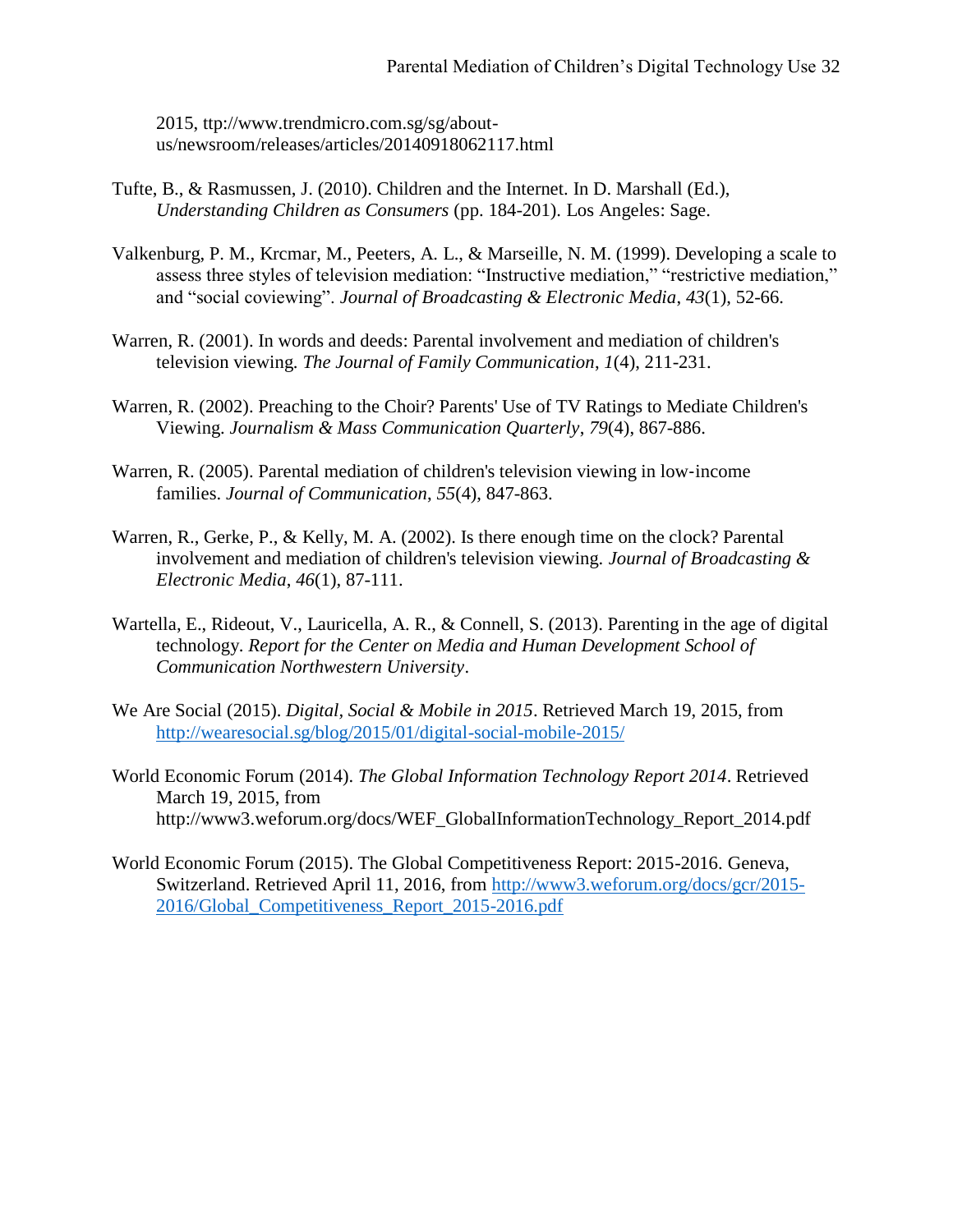2015, ttp://www.trendmicro.com.sg/sg/about-us/newsroom/releases/articles/20140918062117.html

Tufte, B., & Rasmussen, J. (2010). Children and the Internet. In D. Marshall (Ed.), *Understanding Children as Consumers* (pp. 184-201). Los Angeles: Sage.

Valkenburg, P. M., Krcmar, M., Peeters, A. L., & Marseille, N. M. (1999). Developing a scale to assess three styles of television mediation: "Instructive mediation," "restrictive mediation," and "social coviewing". *Journal of Broadcasting & Electronic Media*, *43*(1), 52-66.

Warren, R. (2001). In words and deeds: Parental involvement and mediation of children's television viewing. *The Journal of Family Communication*, *1*(4), 211-231.

Warren, R. (2002). Preaching to the Choir? Parents' Use of TV Ratings to Mediate Children's Viewing. *Journalism & Mass Communication Quarterly*, *79*(4), 867-886.

Warren, R. (2005). Parental mediation of children's television viewing in low‐income families. *Journal of Communication*, *55*(4), 847-863.

Warren, R., Gerke, P., & Kelly, M. A. (2002). Is there enough time on the clock? Parental involvement and mediation of children's television viewing. *Journal of Broadcasting & Electronic Media*, *46*(1), 87-111.

Wartella, E., Rideout, V., Lauricella, A. R., & Connell, S. (2013). Parenting in the age of digital technology. *Report for the Center on Media and Human Development School of Communication Northwestern University*.

We Are Social (2015). *Digital, Social & Mobile in 2015*. Retrieved March 19, 2015, from http://wearesocial.sg/blog/2015/01/digital-social-mobile-2015/

World Economic Forum (2014). *The Global Information Technology Report 2014*. Retrieved March 19, 2015, from http://www3.weforum.org/docs/WEF_GlobalInformationTechnology_Report_2014.pdf

World Economic Forum (2015). The Global Competitiveness Report: 2015-2016. Geneva, Switzerland. Retrieved April 11, 2016, from http://www3.weforum.org/docs/gcr/2015-2016/Global_Competitiveness_Report_2015-2016.pdf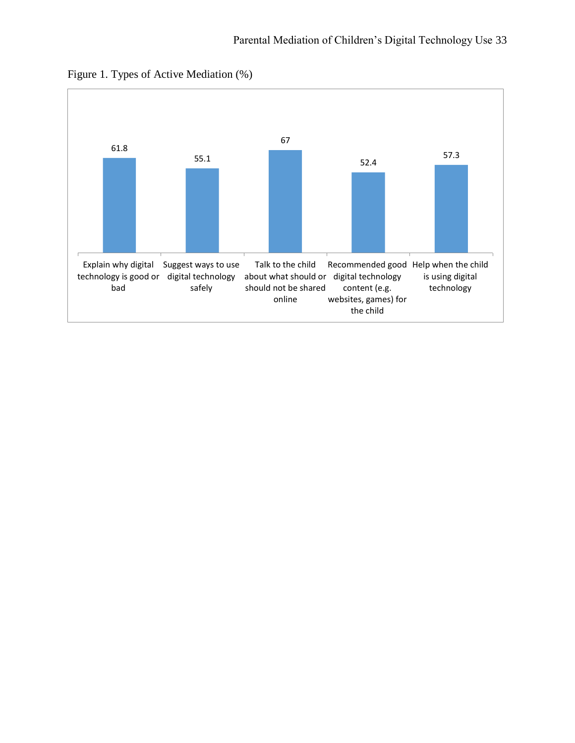Figure 1. Types of Active Mediation (%)

| Explain why digital technology is good or bad | Suggest ways to use digital technology safely | Talk to the child about what should or should not be shared online | Recommended good digital technology content (e.g. websites, games) for the child | Help when the child is using digital technology |
| --- | --- | --- | --- | --- |
| 61.8 | 55.1 | 67 | 52.4 | 57.3 |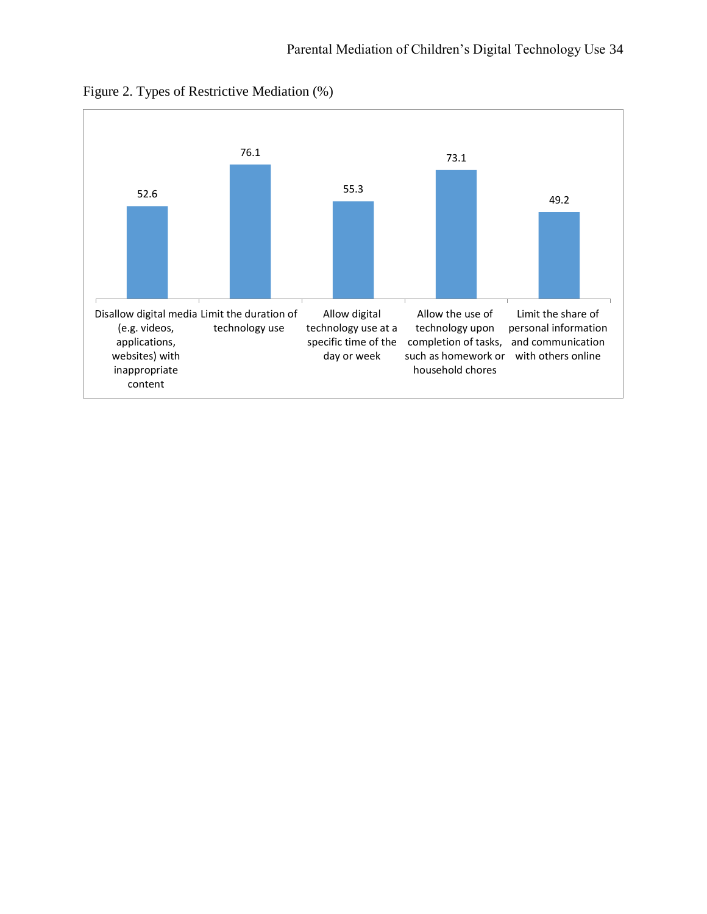Figure 2. Types of Restrictive Mediation (%)

| Type of restrictive mediation | % |
|---|---|
| Disallow digital media (e.g. videos, applications, websites) with inappropriate content | 52.6 |
| Limit the duration of technology use | 76.1 |
| Allow digital technology use at a specific time of the day or week | 55.3 |
| Allow the use of technology upon completion of tasks, such as homework or household chores | 73.1 |
| Limit the share of personal information and communication with others online | 49.2 |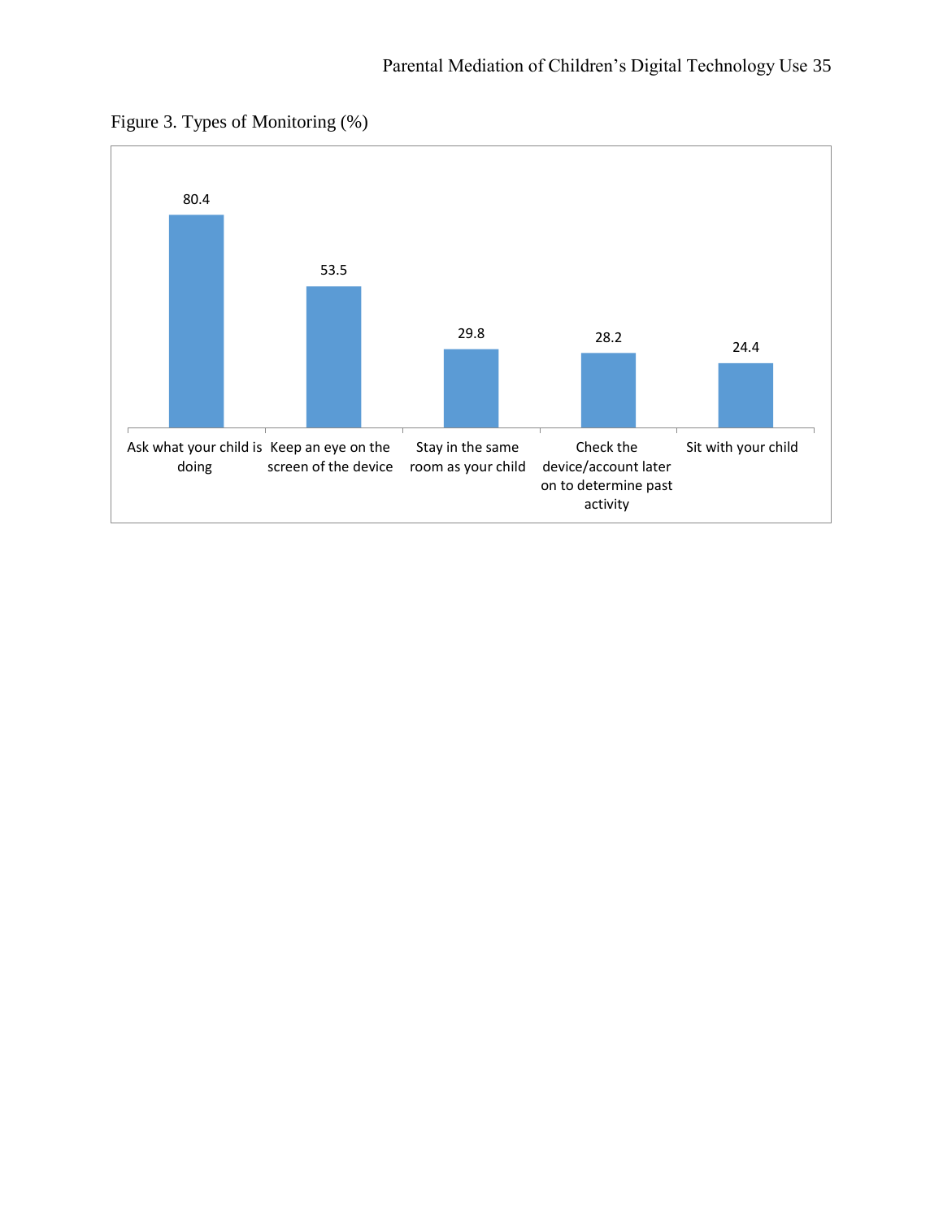Figure 3. Types of Monitoring (%)

| Type of Monitoring | % |
|---|---|
| Ask what your child is doing | 80.4 |
| Keep an eye on the screen of the device | 53.5 |
| Stay in the same room as your child | 29.8 |
| Check the device/account later on to determine past activity | 28.2 |
| Sit with your child | 24.4 |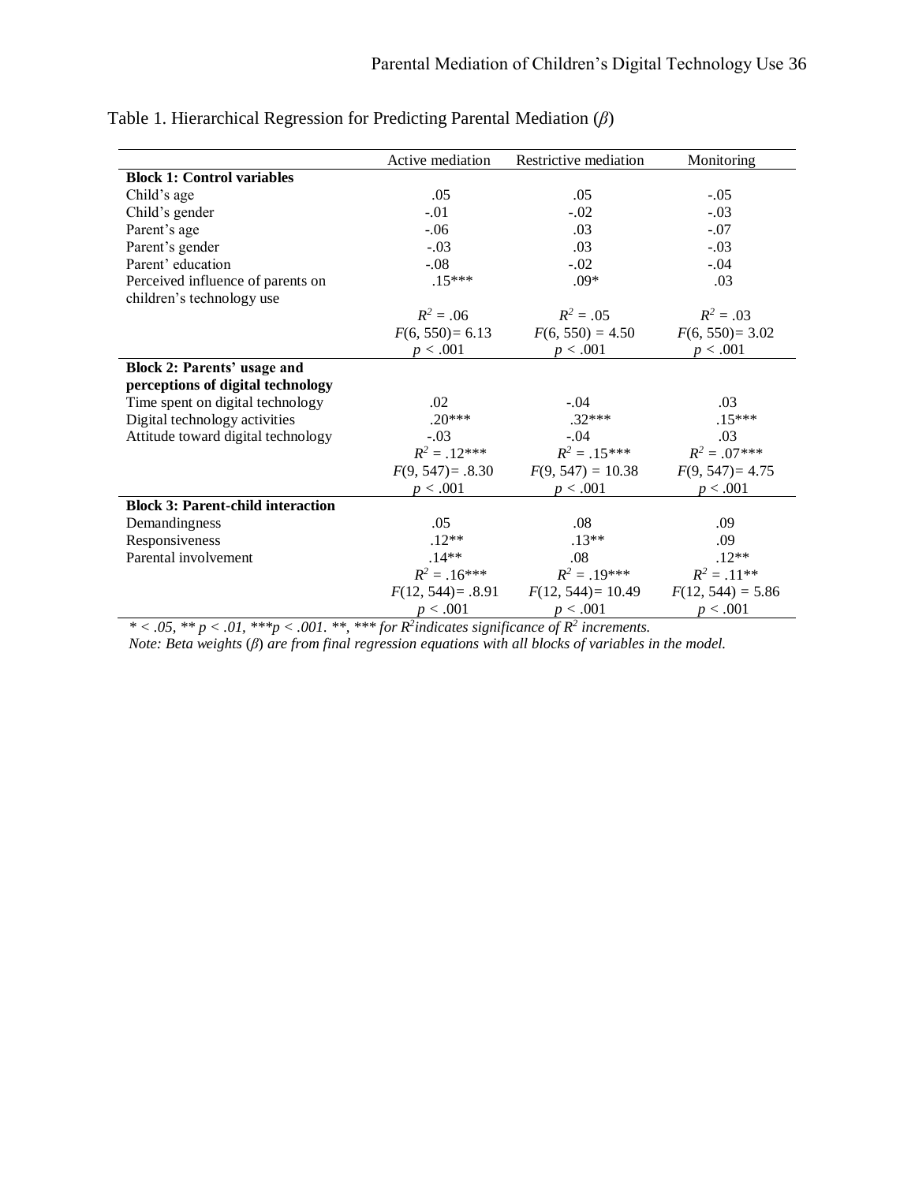Table 1. Hierarchical Regression for Predicting Parental Mediation ($\beta$)

| | Active mediation | Restrictive mediation | Monitoring |
|---|---|---|---|
| **Block 1: Control variables** | | | |
| Child's age | .05 | .05 | -.05 |
| Child's gender | -.01 | -.02 | -.03 |
| Parent's age | -.06 | .03 | -.07 |
| Parent's gender | -.03 | .03 | -.03 |
| Parent' education | -.08 | -.02 | -.04 |
| Perceived influence of parents on children's technology use | .15*** | .09* | .03 |
| | $R^2$ = .06 | $R^2$ = .05 | $R^2$ = .03 |
| | $F$(6, 550)= 6.13 | $F$(6, 550) = 4.50 | $F$(6, 550)= 3.02 |
| | $p$ < .001 | $p$ < .001 | $p$ < .001 |
| **Block 2: Parents' usage and perceptions of digital technology** | | | |
| Time spent on digital technology | .02 | -.04 | .03 |
| Digital technology activities | .20*** | .32*** | .15*** |
| Attitude toward digital technology | -.03 | -.04 | .03 |
| | $R^2$ = .12*** | $R^2$ = .15*** | $R^2$ = .07*** |
| | $F$(9, 547)= .8.30 | $F$(9, 547) = 10.38 | $F$(9, 547)= 4.75 |
| | $p$ < .001 | $p$ < .001 | $p$ < .001 |
| **Block 3: Parent-child interaction** | | | |
| Demandingness | .05 | .08 | .09 |
| Responsiveness | .12** | .13** | .09 |
| Parental involvement | .14** | .08 | .12** |
| | $R^2$ = .16*** | $R^2$ = .19*** | $R^2$ = .11** |
| | $F$(12, 544)= .8.91 | $F$(12, 544)= 10.49 | $F$(12, 544) = 5.86 |
| | $p$ < .001 | $p$ < .001 | $p$ < .001 |

*\* < .05, \*\* p < .01, \*\*\*p < .001. \*\*, \*\*\* for $R^2$ indicates significance of $R^2$ increments.*

*Note: Beta weights ($\beta$) are from final regression equations with all blocks of variables in the model.*